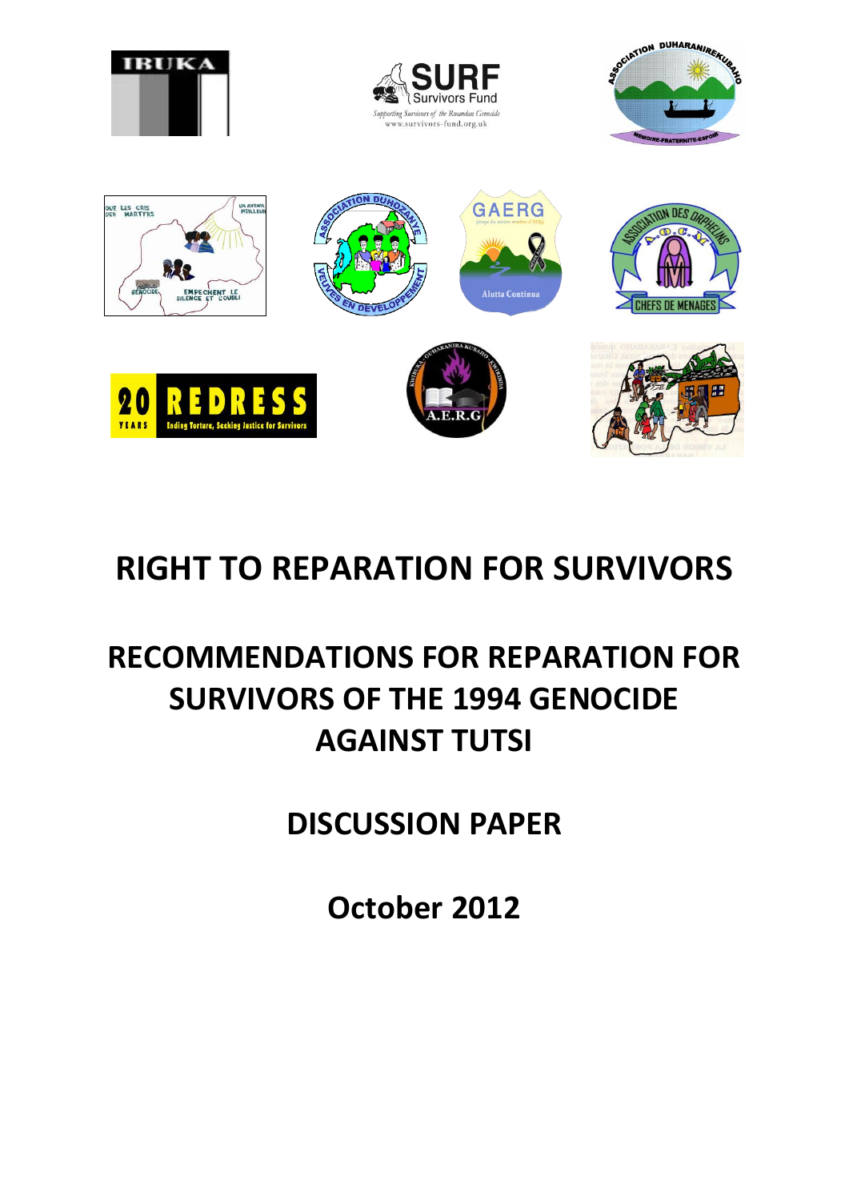# RIGHT TO REPARATION FOR SURVIVORS

## RECOMMENDATIONS FOR REPARATION FOR SURVIVORS OF THE 1994 GENOCIDE AGAINST TUTSI

## DISCUSSION PAPER

## October 2012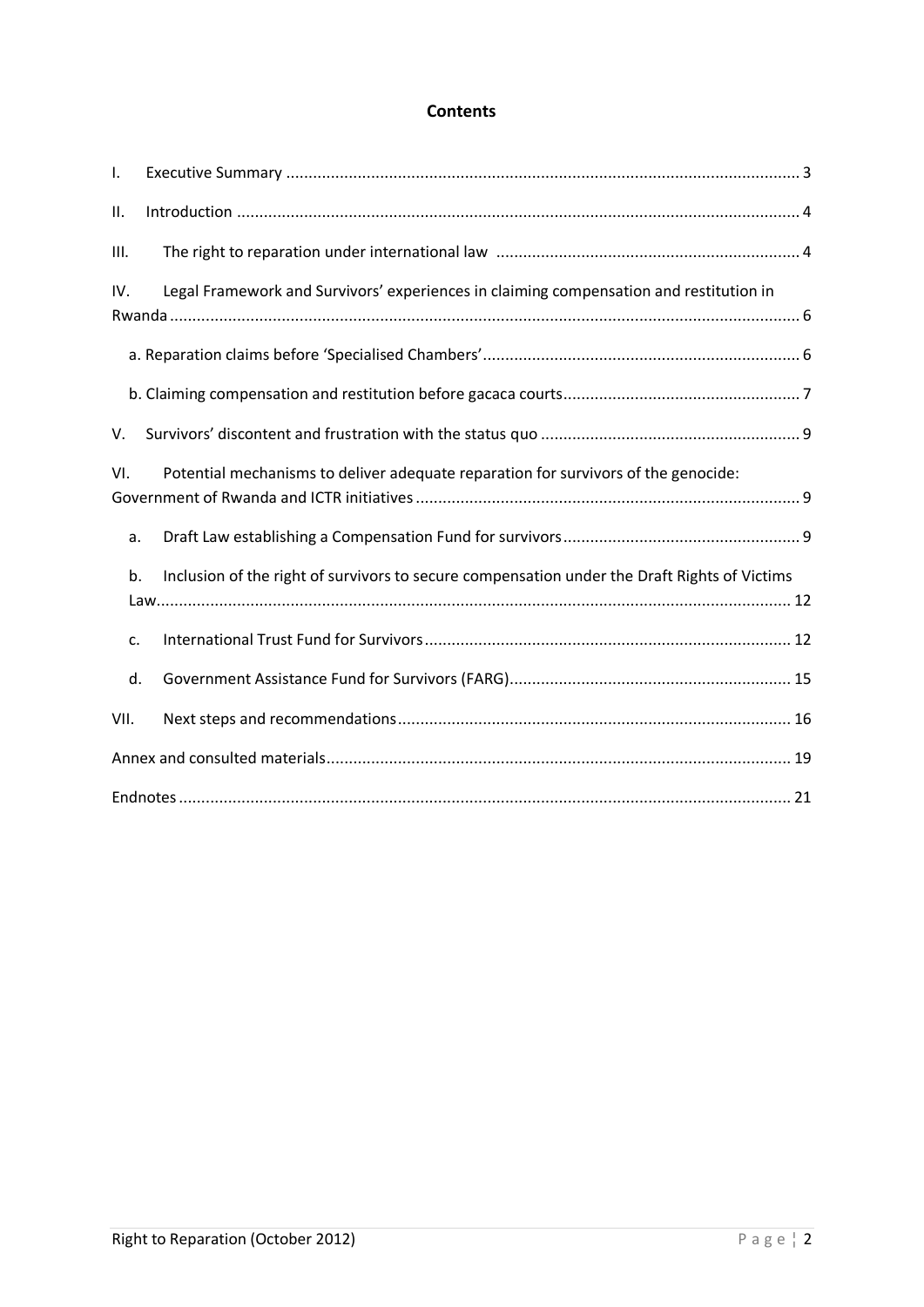**Contents**

I. Executive Summary ... 3

II. Introduction ... 4

III. The right to reparation under international law ... 4

IV. Legal Framework and Survivors' experiences in claiming compensation and restitution in Rwanda ... 6

- a. Reparation claims before 'Specialised Chambers' ... 6
- b. Claiming compensation and restitution before gacaca courts ... 7

V. Survivors' discontent and frustration with the status quo ... 9

VI. Potential mechanisms to deliver adequate reparation for survivors of the genocide: Government of Rwanda and ICTR initiatives ... 9

- a. Draft Law establishing a Compensation Fund for survivors ... 9
- b. Inclusion of the right of survivors to secure compensation under the Draft Rights of Victims Law ... 12
- c. International Trust Fund for Survivors ... 12
- d. Government Assistance Fund for Survivors (FARG) ... 15

VII. Next steps and recommendations ... 16

Annex and consulted materials ... 19

Endnotes ... 21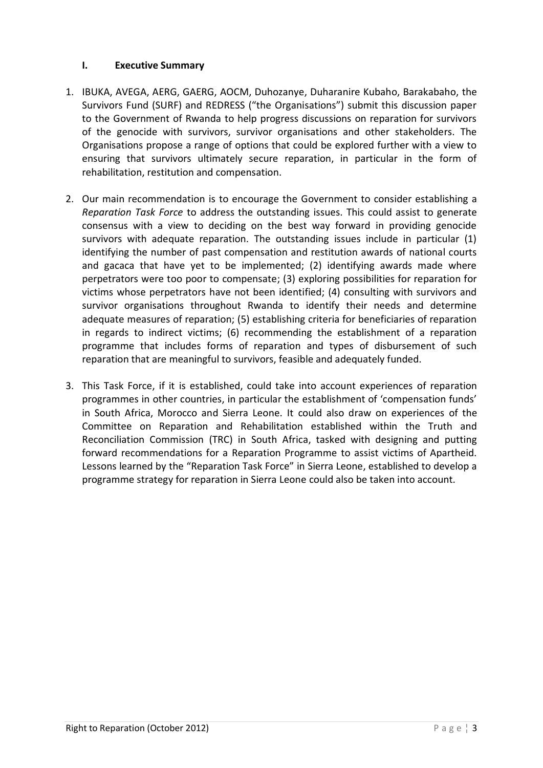## I. Executive Summary

1. IBUKA, AVEGA, AERG, GAERG, AOCM, Duhozanye, Duharanire Kubaho, Barakabaho, the Survivors Fund (SURF) and REDRESS ("the Organisations") submit this discussion paper to the Government of Rwanda to help progress discussions on reparation for survivors of the genocide with survivors, survivor organisations and other stakeholders. The Organisations propose a range of options that could be explored further with a view to ensuring that survivors ultimately secure reparation, in particular in the form of rehabilitation, restitution and compensation.

2. Our main recommendation is to encourage the Government to consider establishing a *Reparation Task Force* to address the outstanding issues. This could assist to generate consensus with a view to deciding on the best way forward in providing genocide survivors with adequate reparation. The outstanding issues include in particular (1) identifying the number of past compensation and restitution awards of national courts and gacaca that have yet to be implemented; (2) identifying awards made where perpetrators were too poor to compensate; (3) exploring possibilities for reparation for victims whose perpetrators have not been identified; (4) consulting with survivors and survivor organisations throughout Rwanda to identify their needs and determine adequate measures of reparation; (5) establishing criteria for beneficiaries of reparation in regards to indirect victims; (6) recommending the establishment of a reparation programme that includes forms of reparation and types of disbursement of such reparation that are meaningful to survivors, feasible and adequately funded.

3. This Task Force, if it is established, could take into account experiences of reparation programmes in other countries, in particular the establishment of 'compensation funds' in South Africa, Morocco and Sierra Leone. It could also draw on experiences of the Committee on Reparation and Rehabilitation established within the Truth and Reconciliation Commission (TRC) in South Africa, tasked with designing and putting forward recommendations for a Reparation Programme to assist victims of Apartheid. Lessons learned by the "Reparation Task Force" in Sierra Leone, established to develop a programme strategy for reparation in Sierra Leone could also be taken into account.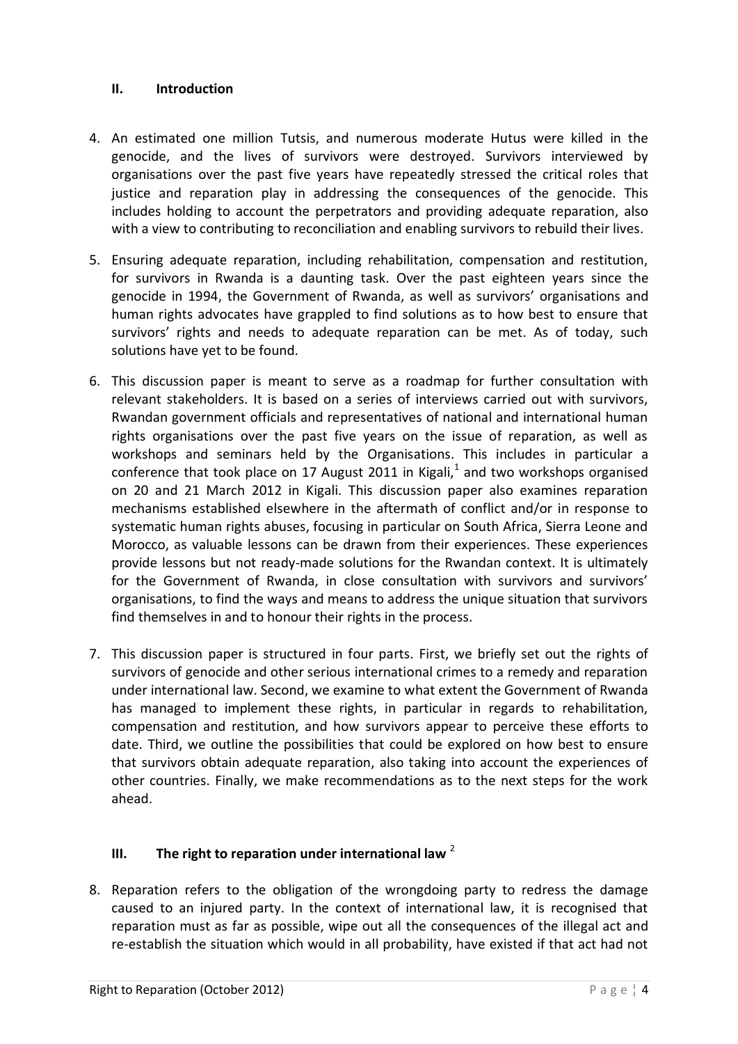## II. Introduction

4. An estimated one million Tutsis, and numerous moderate Hutus were killed in the genocide, and the lives of survivors were destroyed. Survivors interviewed by organisations over the past five years have repeatedly stressed the critical roles that justice and reparation play in addressing the consequences of the genocide. This includes holding to account the perpetrators and providing adequate reparation, also with a view to contributing to reconciliation and enabling survivors to rebuild their lives.

5. Ensuring adequate reparation, including rehabilitation, compensation and restitution, for survivors in Rwanda is a daunting task. Over the past eighteen years since the genocide in 1994, the Government of Rwanda, as well as survivors' organisations and human rights advocates have grappled to find solutions as to how best to ensure that survivors' rights and needs to adequate reparation can be met. As of today, such solutions have yet to be found.

6. This discussion paper is meant to serve as a roadmap for further consultation with relevant stakeholders. It is based on a series of interviews carried out with survivors, Rwandan government officials and representatives of national and international human rights organisations over the past five years on the issue of reparation, as well as workshops and seminars held by the Organisations. This includes in particular a conference that took place on 17 August 2011 in Kigali,[1] and two workshops organised on 20 and 21 March 2012 in Kigali. This discussion paper also examines reparation mechanisms established elsewhere in the aftermath of conflict and/or in response to systematic human rights abuses, focusing in particular on South Africa, Sierra Leone and Morocco, as valuable lessons can be drawn from their experiences. These experiences provide lessons but not ready-made solutions for the Rwandan context. It is ultimately for the Government of Rwanda, in close consultation with survivors and survivors' organisations, to find the ways and means to address the unique situation that survivors find themselves in and to honour their rights in the process.

7. This discussion paper is structured in four parts. First, we briefly set out the rights of survivors of genocide and other serious international crimes to a remedy and reparation under international law. Second, we examine to what extent the Government of Rwanda has managed to implement these rights, in particular in regards to rehabilitation, compensation and restitution, and how survivors appear to perceive these efforts to date. Third, we outline the possibilities that could be explored on how best to ensure that survivors obtain adequate reparation, also taking into account the experiences of other countries. Finally, we make recommendations as to the next steps for the work ahead.

## III. The right to reparation under international law [2]

8. Reparation refers to the obligation of the wrongdoing party to redress the damage caused to an injured party. In the context of international law, it is recognised that reparation must as far as possible, wipe out all the consequences of the illegal act and re-establish the situation which would in all probability, have existed if that act had not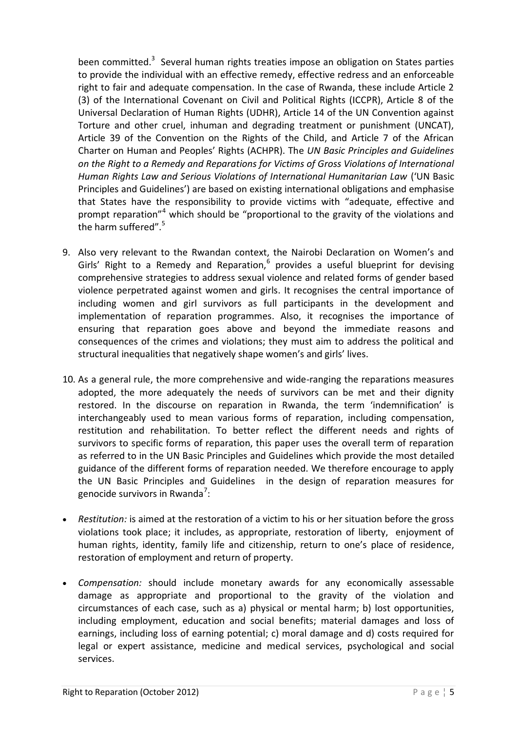been committed.[3] Several human rights treaties impose an obligation on States parties to provide the individual with an effective remedy, effective redress and an enforceable right to fair and adequate compensation. In the case of Rwanda, these include Article 2 (3) of the International Covenant on Civil and Political Rights (ICCPR), Article 8 of the Universal Declaration of Human Rights (UDHR), Article 14 of the UN Convention against Torture and other cruel, inhuman and degrading treatment or punishment (UNCAT), Article 39 of the Convention on the Rights of the Child, and Article 7 of the African Charter on Human and Peoples' Rights (ACHPR). The *UN Basic Principles and Guidelines on the Right to a Remedy and Reparations for Victims of Gross Violations of International Human Rights Law and Serious Violations of International Humanitarian Law* ('UN Basic Principles and Guidelines') are based on existing international obligations and emphasise that States have the responsibility to provide victims with "adequate, effective and prompt reparation"[4] which should be "proportional to the gravity of the violations and the harm suffered".[5]

9. Also very relevant to the Rwandan context, the Nairobi Declaration on Women's and Girls' Right to a Remedy and Reparation,[6] provides a useful blueprint for devising comprehensive strategies to address sexual violence and related forms of gender based violence perpetrated against women and girls. It recognises the central importance of including women and girl survivors as full participants in the development and implementation of reparation programmes. Also, it recognises the importance of ensuring that reparation goes above and beyond the immediate reasons and consequences of the crimes and violations; they must aim to address the political and structural inequalities that negatively shape women's and girls' lives.

10. As a general rule, the more comprehensive and wide-ranging the reparations measures adopted, the more adequately the needs of survivors can be met and their dignity restored. In the discourse on reparation in Rwanda, the term 'indemnification' is interchangeably used to mean various forms of reparation, including compensation, restitution and rehabilitation. To better reflect the different needs and rights of survivors to specific forms of reparation, this paper uses the overall term of reparation as referred to in the UN Basic Principles and Guidelines which provide the most detailed guidance of the different forms of reparation needed. We therefore encourage to apply the UN Basic Principles and Guidelines in the design of reparation measures for genocide survivors in Rwanda[7]:

- *Restitution:* is aimed at the restoration of a victim to his or her situation before the gross violations took place; it includes, as appropriate, restoration of liberty, enjoyment of human rights, identity, family life and citizenship, return to one's place of residence, restoration of employment and return of property.

- *Compensation:* should include monetary awards for any economically assessable damage as appropriate and proportional to the gravity of the violation and circumstances of each case, such as a) physical or mental harm; b) lost opportunities, including employment, education and social benefits; material damages and loss of earnings, including loss of earning potential; c) moral damage and d) costs required for legal or expert assistance, medicine and medical services, psychological and social services.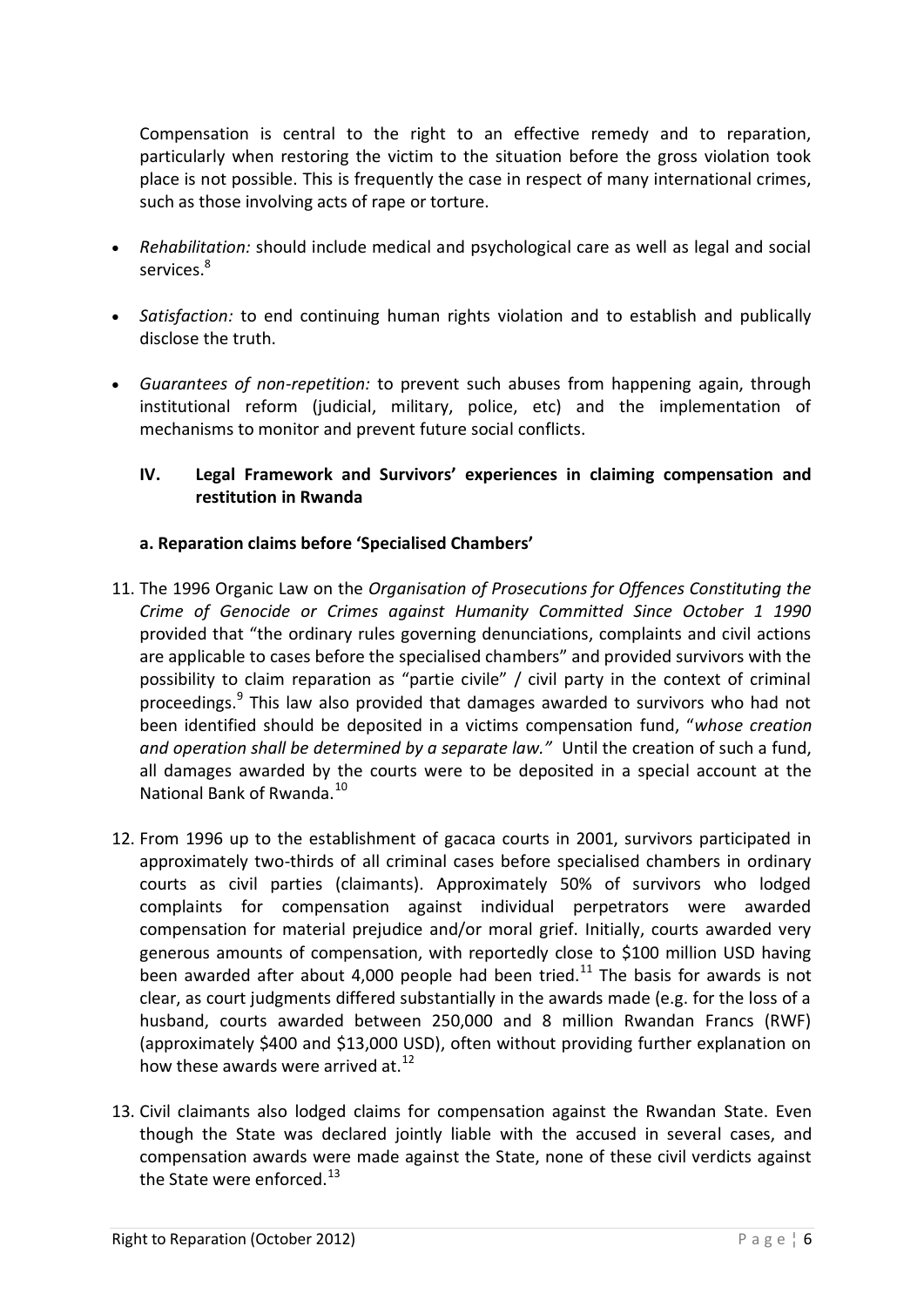Compensation is central to the right to an effective remedy and to reparation, particularly when restoring the victim to the situation before the gross violation took place is not possible. This is frequently the case in respect of many international crimes, such as those involving acts of rape or torture.

- *Rehabilitation:* should include medical and psychological care as well as legal and social services.[8]
- *Satisfaction:* to end continuing human rights violation and to establish and publically disclose the truth.
- *Guarantees of non-repetition:* to prevent such abuses from happening again, through institutional reform (judicial, military, police, etc) and the implementation of mechanisms to monitor and prevent future social conflicts.

## IV. Legal Framework and Survivors' experiences in claiming compensation and restitution in Rwanda

### a. Reparation claims before 'Specialised Chambers'

11. The 1996 Organic Law on the *Organisation of Prosecutions for Offences Constituting the Crime of Genocide or Crimes against Humanity Committed Since October 1 1990* provided that "the ordinary rules governing denunciations, complaints and civil actions are applicable to cases before the specialised chambers" and provided survivors with the possibility to claim reparation as "partie civile" / civil party in the context of criminal proceedings.[9] This law also provided that damages awarded to survivors who had not been identified should be deposited in a victims compensation fund, "*whose creation and operation shall be determined by a separate law.*" Until the creation of such a fund, all damages awarded by the courts were to be deposited in a special account at the National Bank of Rwanda.[10]

12. From 1996 up to the establishment of gacaca courts in 2001, survivors participated in approximately two-thirds of all criminal cases before specialised chambers in ordinary courts as civil parties (claimants). Approximately 50% of survivors who lodged complaints for compensation against individual perpetrators were awarded compensation for material prejudice and/or moral grief. Initially, courts awarded very generous amounts of compensation, with reportedly close to $100 million USD having been awarded after about 4,000 people had been tried.[11] The basis for awards is not clear, as court judgments differed substantially in the awards made (e.g. for the loss of a husband, courts awarded between 250,000 and 8 million Rwandan Francs (RWF) (approximately $400 and $13,000 USD), often without providing further explanation on how these awards were arrived at.[12]

13. Civil claimants also lodged claims for compensation against the Rwandan State. Even though the State was declared jointly liable with the accused in several cases, and compensation awards were made against the State, none of these civil verdicts against the State were enforced.[13]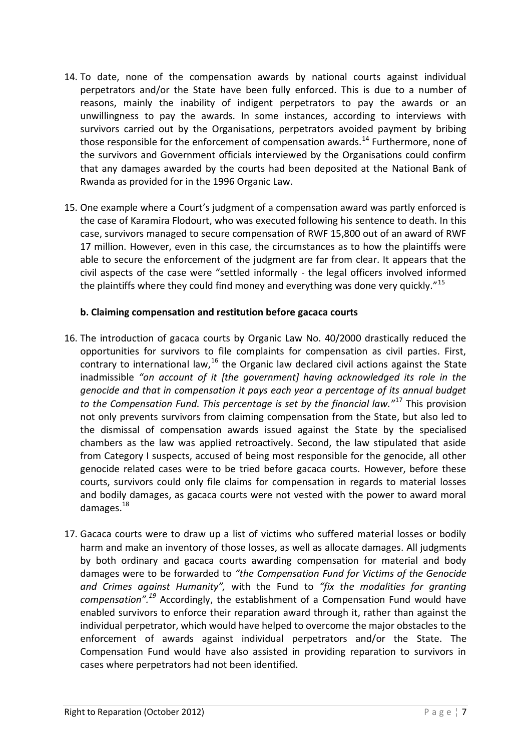14. To date, none of the compensation awards by national courts against individual perpetrators and/or the State have been fully enforced. This is due to a number of reasons, mainly the inability of indigent perpetrators to pay the awards or an unwillingness to pay the awards. In some instances, according to interviews with survivors carried out by the Organisations, perpetrators avoided payment by bribing those responsible for the enforcement of compensation awards.[14] Furthermore, none of the survivors and Government officials interviewed by the Organisations could confirm that any damages awarded by the courts had been deposited at the National Bank of Rwanda as provided for in the 1996 Organic Law.

15. One example where a Court's judgment of a compensation award was partly enforced is the case of Karamira Flodourt, who was executed following his sentence to death. In this case, survivors managed to secure compensation of RWF 15,800 out of an award of RWF 17 million. However, even in this case, the circumstances as to how the plaintiffs were able to secure the enforcement of the judgment are far from clear. It appears that the civil aspects of the case were "settled informally - the legal officers involved informed the plaintiffs where they could find money and everything was done very quickly."[15]

### b. Claiming compensation and restitution before gacaca courts

16. The introduction of gacaca courts by Organic Law No. 40/2000 drastically reduced the opportunities for survivors to file complaints for compensation as civil parties. First, contrary to international law,[16] the Organic law declared civil actions against the State inadmissible *"on account of it [the government] having acknowledged its role in the genocide and that in compensation it pays each year a percentage of its annual budget to the Compensation Fund. This percentage is set by the financial law."*[17] This provision not only prevents survivors from claiming compensation from the State, but also led to the dismissal of compensation awards issued against the State by the specialised chambers as the law was applied retroactively. Second, the law stipulated that aside from Category I suspects, accused of being most responsible for the genocide, all other genocide related cases were to be tried before gacaca courts. However, before these courts, survivors could only file claims for compensation in regards to material losses and bodily damages, as gacaca courts were not vested with the power to award moral damages.[18]

17. Gacaca courts were to draw up a list of victims who suffered material losses or bodily harm and make an inventory of those losses, as well as allocate damages. All judgments by both ordinary and gacaca courts awarding compensation for material and body damages were to be forwarded to *"the Compensation Fund for Victims of the Genocide and Crimes against Humanity",* with the Fund to *"fix the modalities for granting compensation".*[19] Accordingly, the establishment of a Compensation Fund would have enabled survivors to enforce their reparation award through it, rather than against the individual perpetrator, which would have helped to overcome the major obstacles to the enforcement of awards against individual perpetrators and/or the State. The Compensation Fund would have also assisted in providing reparation to survivors in cases where perpetrators had not been identified.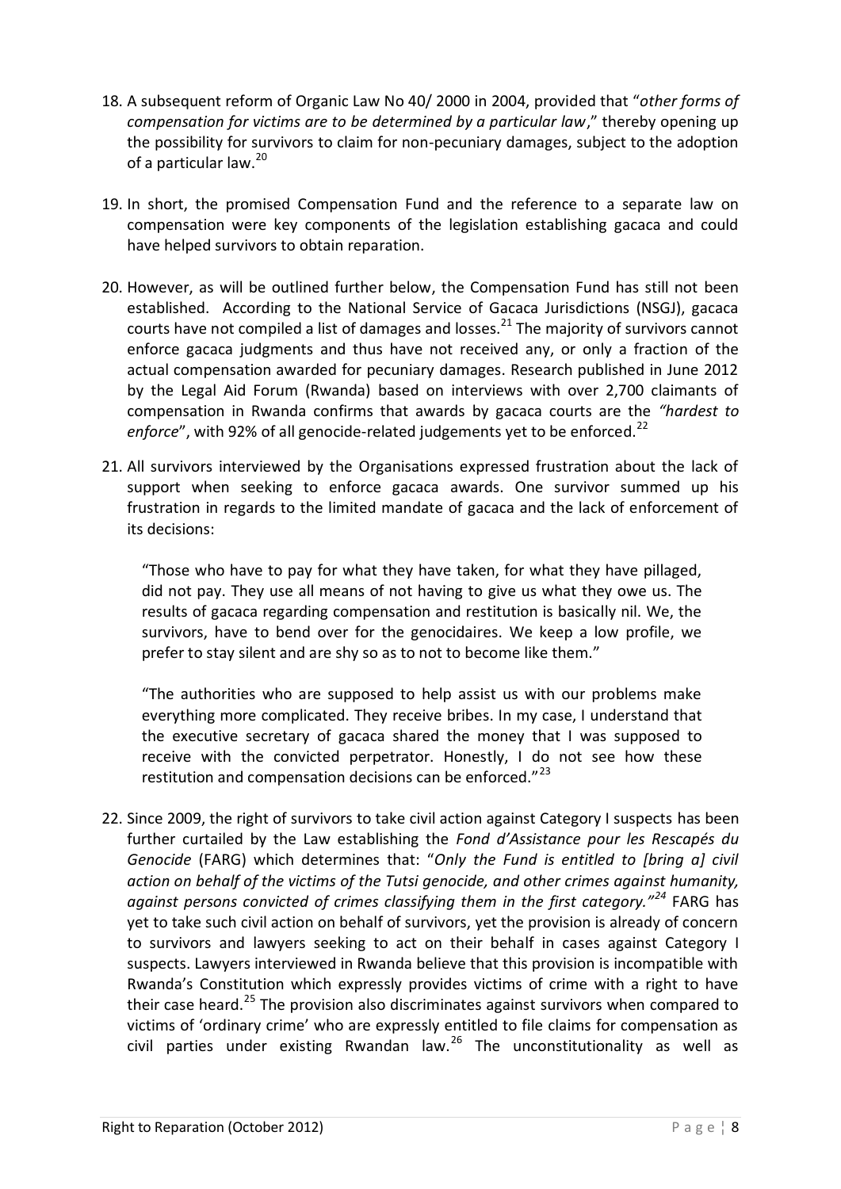18. A subsequent reform of Organic Law No 40/ 2000 in 2004, provided that "*other forms of compensation for victims are to be determined by a particular law*," thereby opening up the possibility for survivors to claim for non-pecuniary damages, subject to the adoption of a particular law.[20]

19. In short, the promised Compensation Fund and the reference to a separate law on compensation were key components of the legislation establishing gacaca and could have helped survivors to obtain reparation.

20. However, as will be outlined further below, the Compensation Fund has still not been established. According to the National Service of Gacaca Jurisdictions (NSGJ), gacaca courts have not compiled a list of damages and losses.[21] The majority of survivors cannot enforce gacaca judgments and thus have not received any, or only a fraction of the actual compensation awarded for pecuniary damages. Research published in June 2012 by the Legal Aid Forum (Rwanda) based on interviews with over 2,700 claimants of compensation in Rwanda confirms that awards by gacaca courts are the *"hardest to enforce*", with 92% of all genocide-related judgements yet to be enforced.[22]

21. All survivors interviewed by the Organisations expressed frustration about the lack of support when seeking to enforce gacaca awards. One survivor summed up his frustration in regards to the limited mandate of gacaca and the lack of enforcement of its decisions:

    "Those who have to pay for what they have taken, for what they have pillaged, did not pay. They use all means of not having to give us what they owe us. The results of gacaca regarding compensation and restitution is basically nil. We, the survivors, have to bend over for the genocidaires. We keep a low profile, we prefer to stay silent and are shy so as to not to become like them."

    "The authorities who are supposed to help assist us with our problems make everything more complicated. They receive bribes. In my case, I understand that the executive secretary of gacaca shared the money that I was supposed to receive with the convicted perpetrator. Honestly, I do not see how these restitution and compensation decisions can be enforced."[23]

22. Since 2009, the right of survivors to take civil action against Category I suspects has been further curtailed by the Law establishing the *Fond d'Assistance pour les Rescapés du Genocide* (FARG) which determines that: "*Only the Fund is entitled to [bring a] civil action on behalf of the victims of the Tutsi genocide, and other crimes against humanity, against persons convicted of crimes classifying them in the first category."*[24] FARG has yet to take such civil action on behalf of survivors, yet the provision is already of concern to survivors and lawyers seeking to act on their behalf in cases against Category I suspects. Lawyers interviewed in Rwanda believe that this provision is incompatible with Rwanda's Constitution which expressly provides victims of crime with a right to have their case heard.[25] The provision also discriminates against survivors when compared to victims of 'ordinary crime' who are expressly entitled to file claims for compensation as civil parties under existing Rwandan law.[26] The unconstitutionality as well as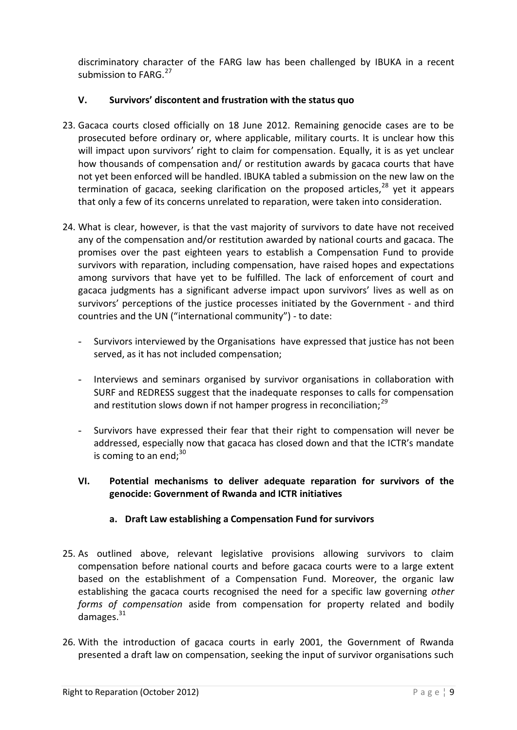discriminatory character of the FARG law has been challenged by IBUKA in a recent submission to FARG.[27]

## V. Survivors' discontent and frustration with the status quo

23. Gacaca courts closed officially on 18 June 2012. Remaining genocide cases are to be prosecuted before ordinary or, where applicable, military courts. It is unclear how this will impact upon survivors' right to claim for compensation. Equally, it is as yet unclear how thousands of compensation and/ or restitution awards by gacaca courts that have not yet been enforced will be handled. IBUKA tabled a submission on the new law on the termination of gacaca, seeking clarification on the proposed articles,[28] yet it appears that only a few of its concerns unrelated to reparation, were taken into consideration.

24. What is clear, however, is that the vast majority of survivors to date have not received any of the compensation and/or restitution awarded by national courts and gacaca. The promises over the past eighteen years to establish a Compensation Fund to provide survivors with reparation, including compensation, have raised hopes and expectations among survivors that have yet to be fulfilled. The lack of enforcement of court and gacaca judgments has a significant adverse impact upon survivors' lives as well as on survivors' perceptions of the justice processes initiated by the Government - and third countries and the UN ("international community") - to date:

    - Survivors interviewed by the Organisations have expressed that justice has not been served, as it has not included compensation;

    - Interviews and seminars organised by survivor organisations in collaboration with SURF and REDRESS suggest that the inadequate responses to calls for compensation and restitution slows down if not hamper progress in reconciliation;[29]

    - Survivors have expressed their fear that their right to compensation will never be addressed, especially now that gacaca has closed down and that the ICTR's mandate is coming to an end;[30]

## VI. Potential mechanisms to deliver adequate reparation for survivors of the genocide: Government of Rwanda and ICTR initiatives

### a. Draft Law establishing a Compensation Fund for survivors

25. As outlined above, relevant legislative provisions allowing survivors to claim compensation before national courts and before gacaca courts were to a large extent based on the establishment of a Compensation Fund. Moreover, the organic law establishing the gacaca courts recognised the need for a specific law governing *other forms of compensation* aside from compensation for property related and bodily damages.[31]

26. With the introduction of gacaca courts in early 2001, the Government of Rwanda presented a draft law on compensation, seeking the input of survivor organisations such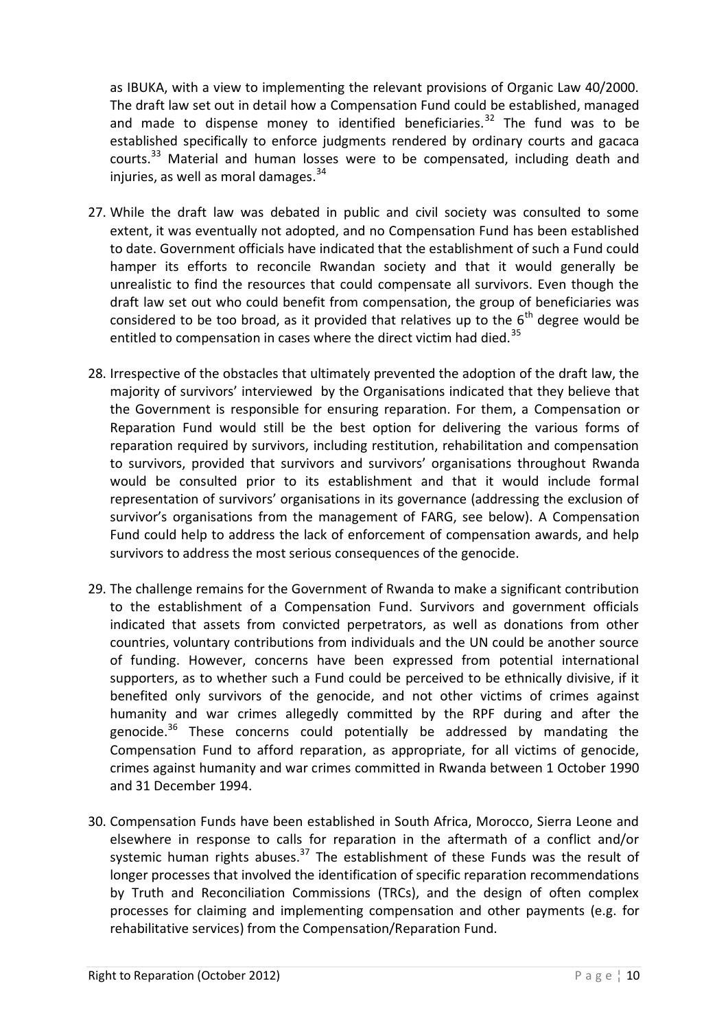as IBUKA, with a view to implementing the relevant provisions of Organic Law 40/2000. The draft law set out in detail how a Compensation Fund could be established, managed and made to dispense money to identified beneficiaries.[32] The fund was to be established specifically to enforce judgments rendered by ordinary courts and gacaca courts.[33] Material and human losses were to be compensated, including death and injuries, as well as moral damages.[34]

27. While the draft law was debated in public and civil society was consulted to some extent, it was eventually not adopted, and no Compensation Fund has been established to date. Government officials have indicated that the establishment of such a Fund could hamper its efforts to reconcile Rwandan society and that it would generally be unrealistic to find the resources that could compensate all survivors. Even though the draft law set out who could benefit from compensation, the group of beneficiaries was considered to be too broad, as it provided that relatives up to the 6th degree would be entitled to compensation in cases where the direct victim had died.[35]

28. Irrespective of the obstacles that ultimately prevented the adoption of the draft law, the majority of survivors' interviewed by the Organisations indicated that they believe that the Government is responsible for ensuring reparation. For them, a Compensation or Reparation Fund would still be the best option for delivering the various forms of reparation required by survivors, including restitution, rehabilitation and compensation to survivors, provided that survivors and survivors' organisations throughout Rwanda would be consulted prior to its establishment and that it would include formal representation of survivors' organisations in its governance (addressing the exclusion of survivor's organisations from the management of FARG, see below). A Compensation Fund could help to address the lack of enforcement of compensation awards, and help survivors to address the most serious consequences of the genocide.

29. The challenge remains for the Government of Rwanda to make a significant contribution to the establishment of a Compensation Fund. Survivors and government officials indicated that assets from convicted perpetrators, as well as donations from other countries, voluntary contributions from individuals and the UN could be another source of funding. However, concerns have been expressed from potential international supporters, as to whether such a Fund could be perceived to be ethnically divisive, if it benefited only survivors of the genocide, and not other victims of crimes against humanity and war crimes allegedly committed by the RPF during and after the genocide.[36] These concerns could potentially be addressed by mandating the Compensation Fund to afford reparation, as appropriate, for all victims of genocide, crimes against humanity and war crimes committed in Rwanda between 1 October 1990 and 31 December 1994.

30. Compensation Funds have been established in South Africa, Morocco, Sierra Leone and elsewhere in response to calls for reparation in the aftermath of a conflict and/or systemic human rights abuses.[37] The establishment of these Funds was the result of longer processes that involved the identification of specific reparation recommendations by Truth and Reconciliation Commissions (TRCs), and the design of often complex processes for claiming and implementing compensation and other payments (e.g. for rehabilitative services) from the Compensation/Reparation Fund.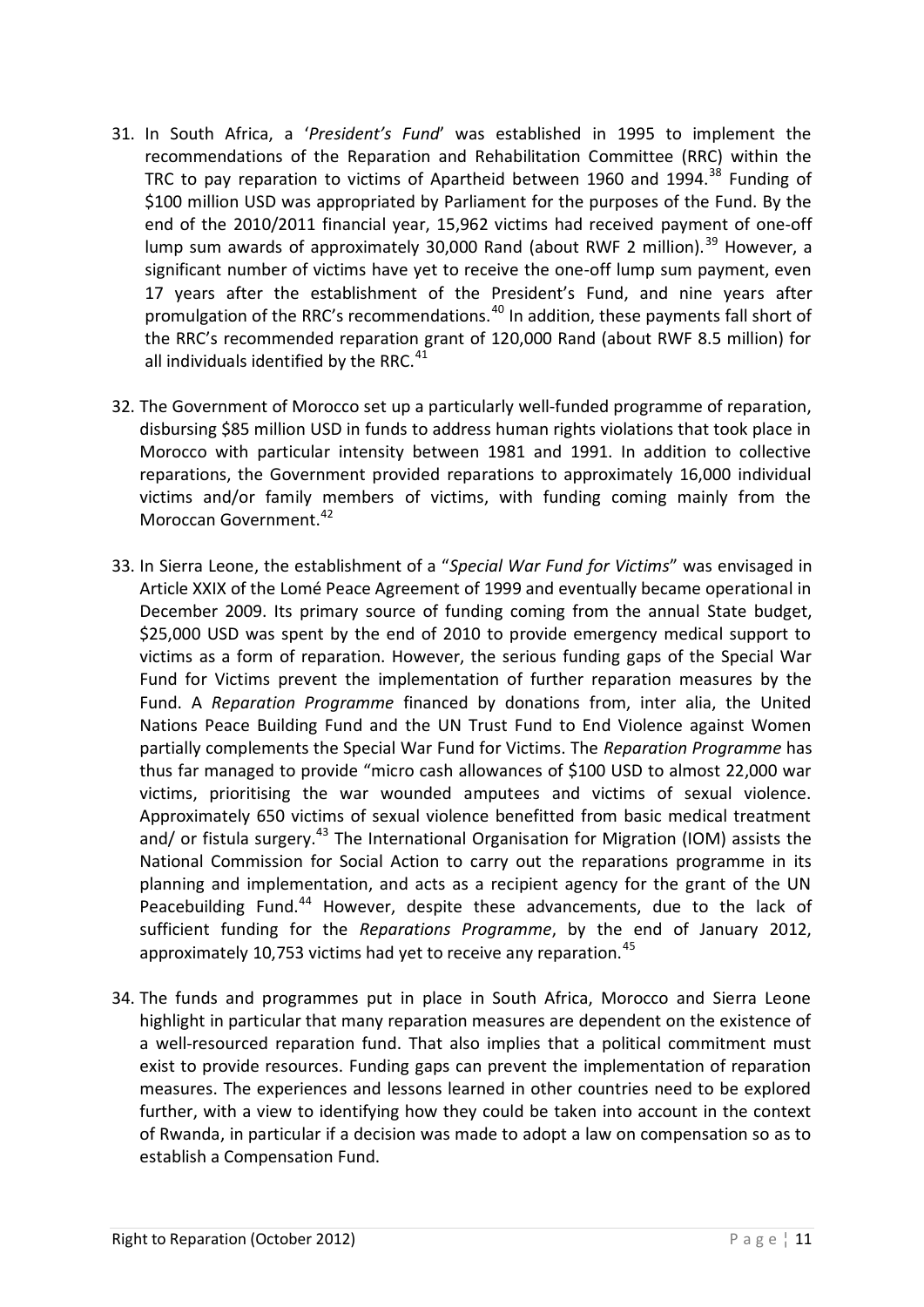31. In South Africa, a '*President's Fund*' was established in 1995 to implement the recommendations of the Reparation and Rehabilitation Committee (RRC) within the TRC to pay reparation to victims of Apartheid between 1960 and 1994.[38] Funding of $100 million USD was appropriated by Parliament for the purposes of the Fund. By the end of the 2010/2011 financial year, 15,962 victims had received payment of one-off lump sum awards of approximately 30,000 Rand (about RWF 2 million).[39] However, a significant number of victims have yet to receive the one-off lump sum payment, even 17 years after the establishment of the President's Fund, and nine years after promulgation of the RRC's recommendations.[40] In addition, these payments fall short of the RRC's recommended reparation grant of 120,000 Rand (about RWF 8.5 million) for all individuals identified by the RRC.[41]

32. The Government of Morocco set up a particularly well-funded programme of reparation, disbursing $85 million USD in funds to address human rights violations that took place in Morocco with particular intensity between 1981 and 1991. In addition to collective reparations, the Government provided reparations to approximately 16,000 individual victims and/or family members of victims, with funding coming mainly from the Moroccan Government.[42]

33. In Sierra Leone, the establishment of a "*Special War Fund for Victims*" was envisaged in Article XXIX of the Lomé Peace Agreement of 1999 and eventually became operational in December 2009. Its primary source of funding coming from the annual State budget, $25,000 USD was spent by the end of 2010 to provide emergency medical support to victims as a form of reparation. However, the serious funding gaps of the Special War Fund for Victims prevent the implementation of further reparation measures by the Fund. A *Reparation Programme* financed by donations from, inter alia, the United Nations Peace Building Fund and the UN Trust Fund to End Violence against Women partially complements the Special War Fund for Victims. The *Reparation Programme* has thus far managed to provide "micro cash allowances of $100 USD to almost 22,000 war victims, prioritising the war wounded amputees and victims of sexual violence. Approximately 650 victims of sexual violence benefitted from basic medical treatment and/ or fistula surgery.[43] The International Organisation for Migration (IOM) assists the National Commission for Social Action to carry out the reparations programme in its planning and implementation, and acts as a recipient agency for the grant of the UN Peacebuilding Fund.[44] However, despite these advancements, due to the lack of sufficient funding for the *Reparations Programme*, by the end of January 2012, approximately 10,753 victims had yet to receive any reparation.[45]

34. The funds and programmes put in place in South Africa, Morocco and Sierra Leone highlight in particular that many reparation measures are dependent on the existence of a well-resourced reparation fund. That also implies that a political commitment must exist to provide resources. Funding gaps can prevent the implementation of reparation measures. The experiences and lessons learned in other countries need to be explored further, with a view to identifying how they could be taken into account in the context of Rwanda, in particular if a decision was made to adopt a law on compensation so as to establish a Compensation Fund.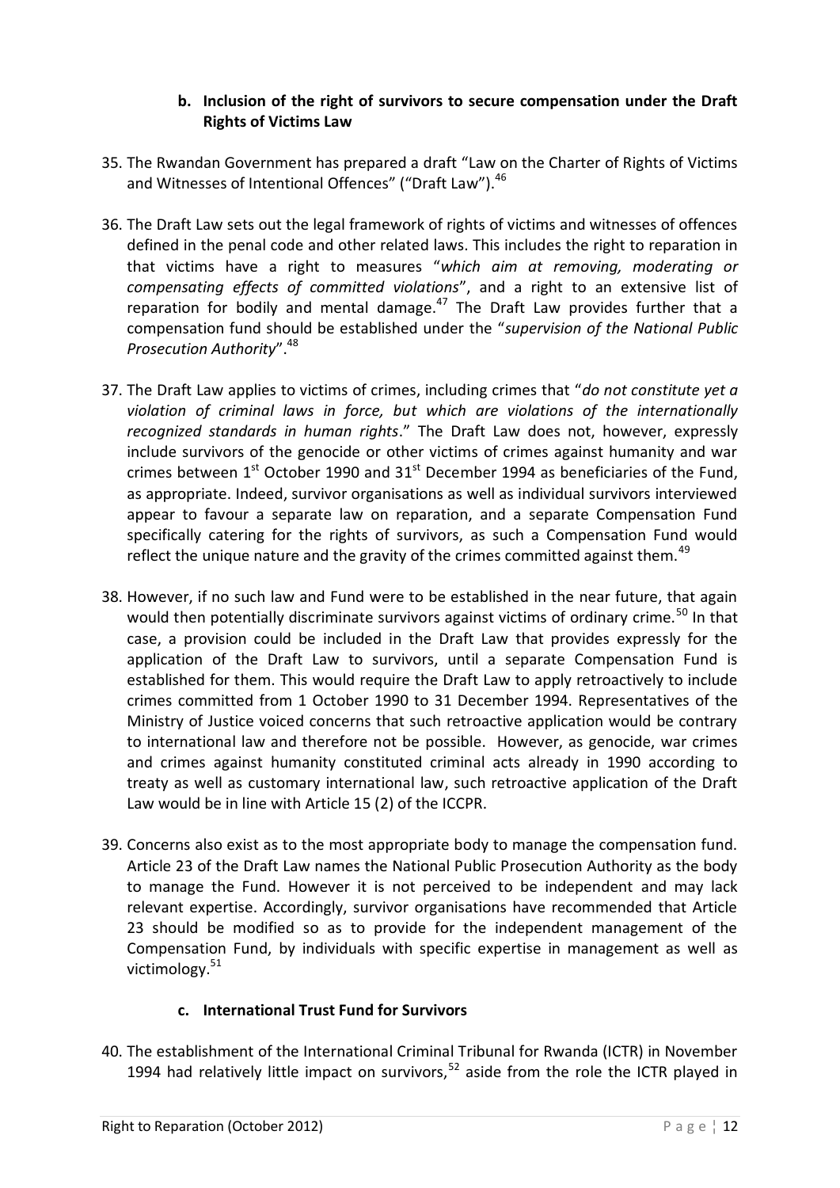### b. Inclusion of the right of survivors to secure compensation under the Draft Rights of Victims Law

35. The Rwandan Government has prepared a draft "Law on the Charter of Rights of Victims and Witnesses of Intentional Offences" ("Draft Law").[46]

36. The Draft Law sets out the legal framework of rights of victims and witnesses of offences defined in the penal code and other related laws. This includes the right to reparation in that victims have a right to measures "*which aim at removing, moderating or compensating effects of committed violations*", and a right to an extensive list of reparation for bodily and mental damage.[47] The Draft Law provides further that a compensation fund should be established under the "*supervision of the National Public Prosecution Authority*".[48]

37. The Draft Law applies to victims of crimes, including crimes that "*do not constitute yet a violation of criminal laws in force, but which are violations of the internationally recognized standards in human rights*." The Draft Law does not, however, expressly include survivors of the genocide or other victims of crimes against humanity and war crimes between 1st October 1990 and 31st December 1994 as beneficiaries of the Fund, as appropriate. Indeed, survivor organisations as well as individual survivors interviewed appear to favour a separate law on reparation, and a separate Compensation Fund specifically catering for the rights of survivors, as such a Compensation Fund would reflect the unique nature and the gravity of the crimes committed against them.[49]

38. However, if no such law and Fund were to be established in the near future, that again would then potentially discriminate survivors against victims of ordinary crime.[50] In that case, a provision could be included in the Draft Law that provides expressly for the application of the Draft Law to survivors, until a separate Compensation Fund is established for them. This would require the Draft Law to apply retroactively to include crimes committed from 1 October 1990 to 31 December 1994. Representatives of the Ministry of Justice voiced concerns that such retroactive application would be contrary to international law and therefore not be possible. However, as genocide, war crimes and crimes against humanity constituted criminal acts already in 1990 according to treaty as well as customary international law, such retroactive application of the Draft Law would be in line with Article 15 (2) of the ICCPR.

39. Concerns also exist as to the most appropriate body to manage the compensation fund. Article 23 of the Draft Law names the National Public Prosecution Authority as the body to manage the Fund. However it is not perceived to be independent and may lack relevant expertise. Accordingly, survivor organisations have recommended that Article 23 should be modified so as to provide for the independent management of the Compensation Fund, by individuals with specific expertise in management as well as victimology.[51]

### c. International Trust Fund for Survivors

40. The establishment of the International Criminal Tribunal for Rwanda (ICTR) in November 1994 had relatively little impact on survivors,[52] aside from the role the ICTR played in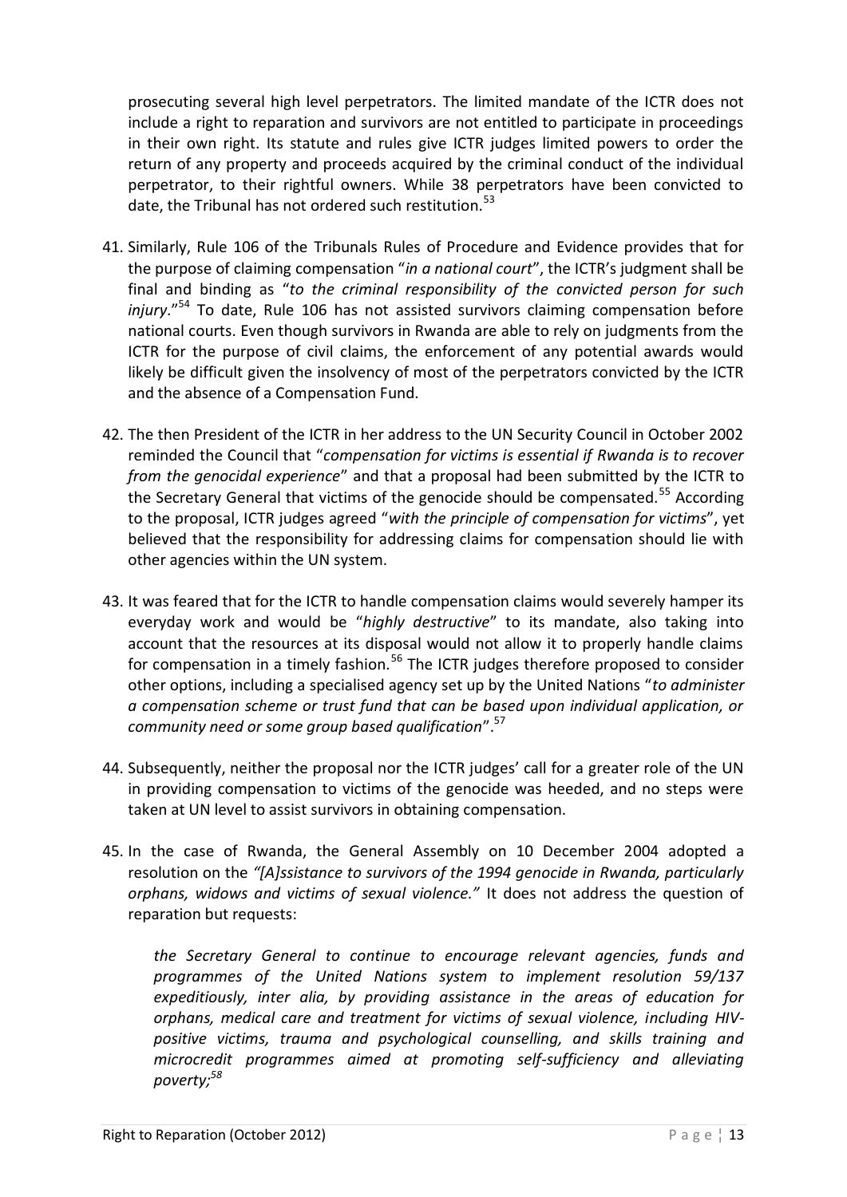prosecuting several high level perpetrators. The limited mandate of the ICTR does not include a right to reparation and survivors are not entitled to participate in proceedings in their own right. Its statute and rules give ICTR judges limited powers to order the return of any property and proceeds acquired by the criminal conduct of the individual perpetrator, to their rightful owners. While 38 perpetrators have been convicted to date, the Tribunal has not ordered such restitution.[53]

41. Similarly, Rule 106 of the Tribunals Rules of Procedure and Evidence provides that for the purpose of claiming compensation "*in a national court*", the ICTR's judgment shall be final and binding as "*to the criminal responsibility of the convicted person for such injury*."[54] To date, Rule 106 has not assisted survivors claiming compensation before national courts. Even though survivors in Rwanda are able to rely on judgments from the ICTR for the purpose of civil claims, the enforcement of any potential awards would likely be difficult given the insolvency of most of the perpetrators convicted by the ICTR and the absence of a Compensation Fund.

42. The then President of the ICTR in her address to the UN Security Council in October 2002 reminded the Council that "*compensation for victims is essential if Rwanda is to recover from the genocidal experience*" and that a proposal had been submitted by the ICTR to the Secretary General that victims of the genocide should be compensated.[55] According to the proposal, ICTR judges agreed "*with the principle of compensation for victims*", yet believed that the responsibility for addressing claims for compensation should lie with other agencies within the UN system.

43. It was feared that for the ICTR to handle compensation claims would severely hamper its everyday work and would be "*highly destructive*" to its mandate, also taking into account that the resources at its disposal would not allow it to properly handle claims for compensation in a timely fashion.[56] The ICTR judges therefore proposed to consider other options, including a specialised agency set up by the United Nations "*to administer a compensation scheme or trust fund that can be based upon individual application, or community need or some group based qualification*".[57]

44. Subsequently, neither the proposal nor the ICTR judges' call for a greater role of the UN in providing compensation to victims of the genocide was heeded, and no steps were taken at UN level to assist survivors in obtaining compensation.

45. In the case of Rwanda, the General Assembly on 10 December 2004 adopted a resolution on the *"[A]ssistance to survivors of the 1994 genocide in Rwanda, particularly orphans, widows and victims of sexual violence."* It does not address the question of reparation but requests:

    *the Secretary General to continue to encourage relevant agencies, funds and programmes of the United Nations system to implement resolution 59/137 expeditiously, inter alia, by providing assistance in the areas of education for orphans, medical care and treatment for victims of sexual violence, including HIV-positive victims, trauma and psychological counselling, and skills training and microcredit programmes aimed at promoting self-sufficiency and alleviating poverty;*[58]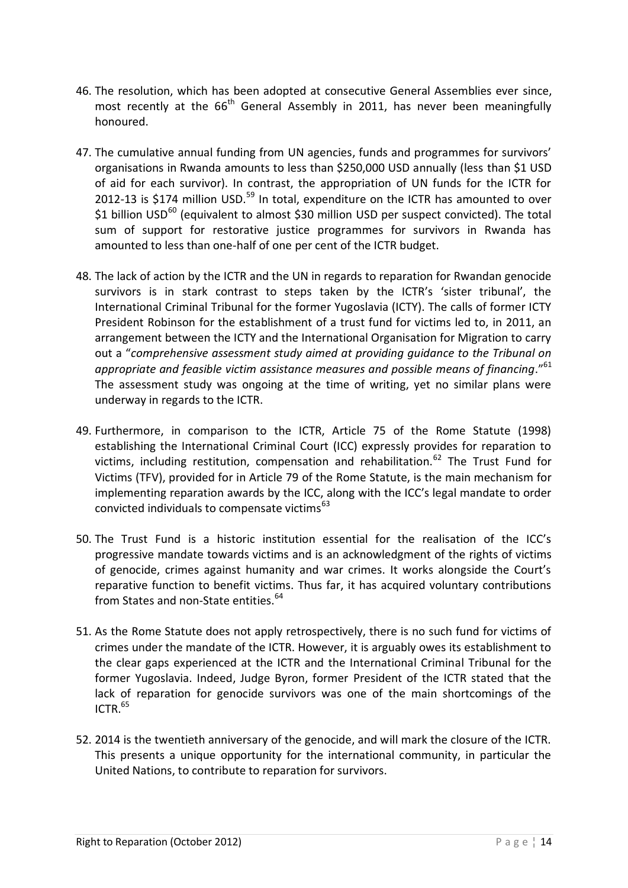46. The resolution, which has been adopted at consecutive General Assemblies ever since, most recently at the 66th General Assembly in 2011, has never been meaningfully honoured.

47. The cumulative annual funding from UN agencies, funds and programmes for survivors' organisations in Rwanda amounts to less than $250,000 USD annually (less than $1 USD of aid for each survivor). In contrast, the appropriation of UN funds for the ICTR for 2012-13 is $174 million USD.[59] In total, expenditure on the ICTR has amounted to over $1 billion USD[60] (equivalent to almost $30 million USD per suspect convicted). The total sum of support for restorative justice programmes for survivors in Rwanda has amounted to less than one-half of one per cent of the ICTR budget.

48. The lack of action by the ICTR and the UN in regards to reparation for Rwandan genocide survivors is in stark contrast to steps taken by the ICTR's 'sister tribunal', the International Criminal Tribunal for the former Yugoslavia (ICTY). The calls of former ICTY President Robinson for the establishment of a trust fund for victims led to, in 2011, an arrangement between the ICTY and the International Organisation for Migration to carry out a "*comprehensive assessment study aimed at providing guidance to the Tribunal on appropriate and feasible victim assistance measures and possible means of financing*."[61] The assessment study was ongoing at the time of writing, yet no similar plans were underway in regards to the ICTR.

49. Furthermore, in comparison to the ICTR, Article 75 of the Rome Statute (1998) establishing the International Criminal Court (ICC) expressly provides for reparation to victims, including restitution, compensation and rehabilitation.[62] The Trust Fund for Victims (TFV), provided for in Article 79 of the Rome Statute, is the main mechanism for implementing reparation awards by the ICC, along with the ICC's legal mandate to order convicted individuals to compensate victims[63]

50. The Trust Fund is a historic institution essential for the realisation of the ICC's progressive mandate towards victims and is an acknowledgment of the rights of victims of genocide, crimes against humanity and war crimes. It works alongside the Court's reparative function to benefit victims. Thus far, it has acquired voluntary contributions from States and non-State entities.[64]

51. As the Rome Statute does not apply retrospectively, there is no such fund for victims of crimes under the mandate of the ICTR. However, it is arguably owes its establishment to the clear gaps experienced at the ICTR and the International Criminal Tribunal for the former Yugoslavia. Indeed, Judge Byron, former President of the ICTR stated that the lack of reparation for genocide survivors was one of the main shortcomings of the ICTR.[65]

52. 2014 is the twentieth anniversary of the genocide, and will mark the closure of the ICTR. This presents a unique opportunity for the international community, in particular the United Nations, to contribute to reparation for survivors.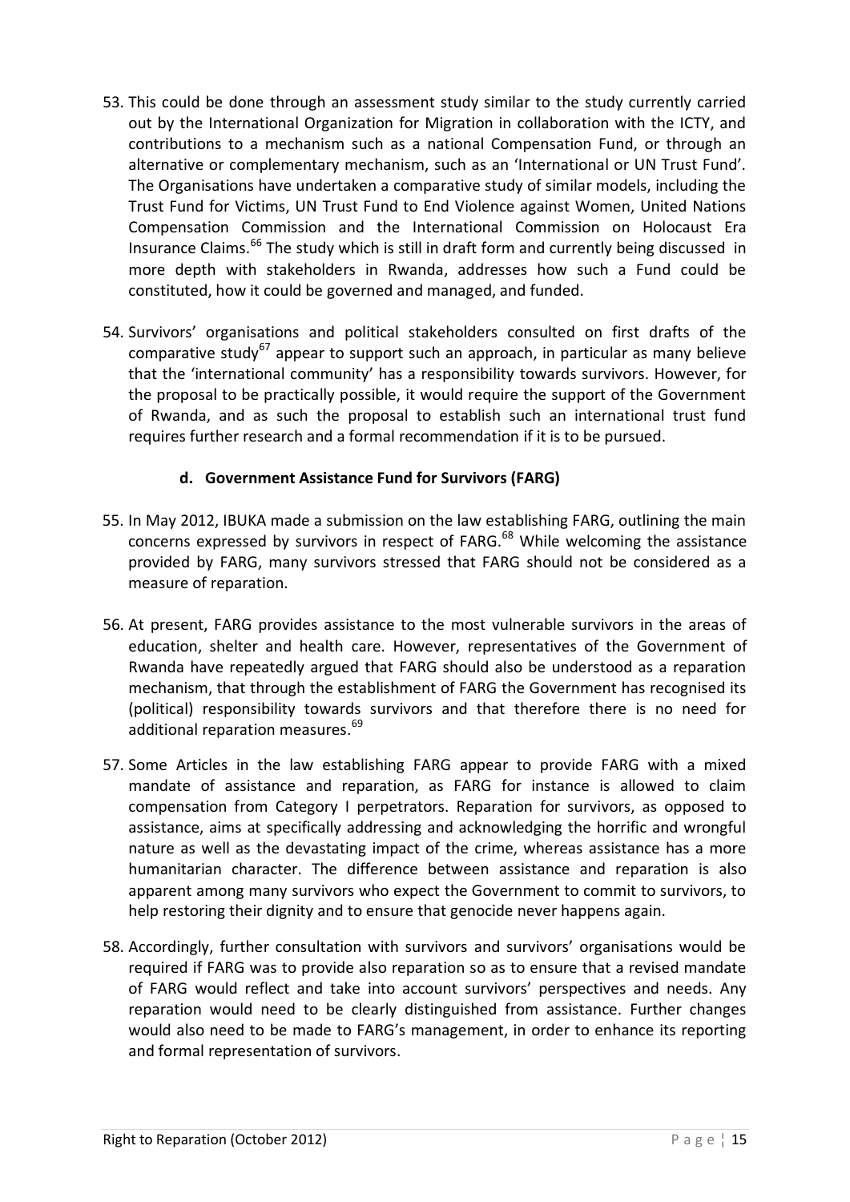53. This could be done through an assessment study similar to the study currently carried out by the International Organization for Migration in collaboration with the ICTY, and contributions to a mechanism such as a national Compensation Fund, or through an alternative or complementary mechanism, such as an 'International or UN Trust Fund'. The Organisations have undertaken a comparative study of similar models, including the Trust Fund for Victims, UN Trust Fund to End Violence against Women, United Nations Compensation Commission and the International Commission on Holocaust Era Insurance Claims.[66] The study which is still in draft form and currently being discussed in more depth with stakeholders in Rwanda, addresses how such a Fund could be constituted, how it could be governed and managed, and funded.

54. Survivors' organisations and political stakeholders consulted on first drafts of the comparative study[67] appear to support such an approach, in particular as many believe that the 'international community' has a responsibility towards survivors. However, for the proposal to be practically possible, it would require the support of the Government of Rwanda, and as such the proposal to establish such an international trust fund requires further research and a formal recommendation if it is to be pursued.

### d. Government Assistance Fund for Survivors (FARG)

55. In May 2012, IBUKA made a submission on the law establishing FARG, outlining the main concerns expressed by survivors in respect of FARG.[68] While welcoming the assistance provided by FARG, many survivors stressed that FARG should not be considered as a measure of reparation.

56. At present, FARG provides assistance to the most vulnerable survivors in the areas of education, shelter and health care. However, representatives of the Government of Rwanda have repeatedly argued that FARG should also be understood as a reparation mechanism, that through the establishment of FARG the Government has recognised its (political) responsibility towards survivors and that therefore there is no need for additional reparation measures.[69]

57. Some Articles in the law establishing FARG appear to provide FARG with a mixed mandate of assistance and reparation, as FARG for instance is allowed to claim compensation from Category I perpetrators. Reparation for survivors, as opposed to assistance, aims at specifically addressing and acknowledging the horrific and wrongful nature as well as the devastating impact of the crime, whereas assistance has a more humanitarian character. The difference between assistance and reparation is also apparent among many survivors who expect the Government to commit to survivors, to help restoring their dignity and to ensure that genocide never happens again.

58. Accordingly, further consultation with survivors and survivors' organisations would be required if FARG was to provide also reparation so as to ensure that a revised mandate of FARG would reflect and take into account survivors' perspectives and needs. Any reparation would need to be clearly distinguished from assistance. Further changes would also need to be made to FARG's management, in order to enhance its reporting and formal representation of survivors.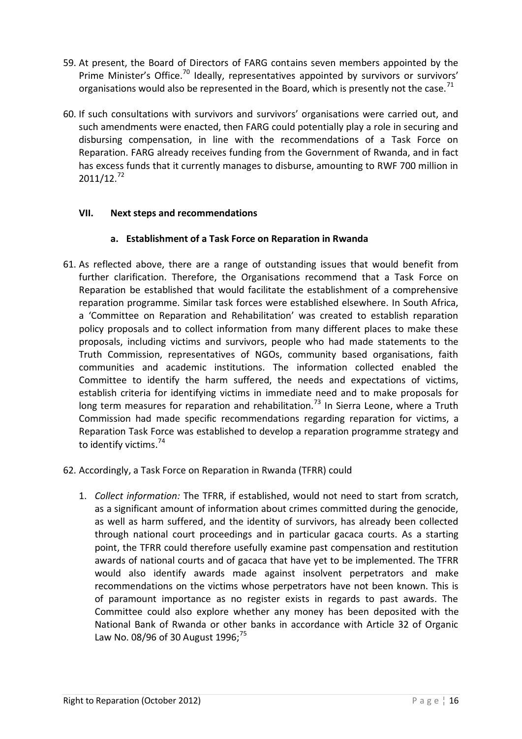59. At present, the Board of Directors of FARG contains seven members appointed by the Prime Minister's Office.[70] Ideally, representatives appointed by survivors or survivors' organisations would also be represented in the Board, which is presently not the case.[71]

60. If such consultations with survivors and survivors' organisations were carried out, and such amendments were enacted, then FARG could potentially play a role in securing and disbursing compensation, in line with the recommendations of a Task Force on Reparation. FARG already receives funding from the Government of Rwanda, and in fact has excess funds that it currently manages to disburse, amounting to RWF 700 million in 2011/12.[72]

## VII. Next steps and recommendations

### a. Establishment of a Task Force on Reparation in Rwanda

61. As reflected above, there are a range of outstanding issues that would benefit from further clarification. Therefore, the Organisations recommend that a Task Force on Reparation be established that would facilitate the establishment of a comprehensive reparation programme. Similar task forces were established elsewhere. In South Africa, a 'Committee on Reparation and Rehabilitation' was created to establish reparation policy proposals and to collect information from many different places to make these proposals, including victims and survivors, people who had made statements to the Truth Commission, representatives of NGOs, community based organisations, faith communities and academic institutions. The information collected enabled the Committee to identify the harm suffered, the needs and expectations of victims, establish criteria for identifying victims in immediate need and to make proposals for long term measures for reparation and rehabilitation.[73] In Sierra Leone, where a Truth Commission had made specific recommendations regarding reparation for victims, a Reparation Task Force was established to develop a reparation programme strategy and to identify victims.[74]

62. Accordingly, a Task Force on Reparation in Rwanda (TFRR) could

    1. *Collect information:* The TFRR, if established, would not need to start from scratch, as a significant amount of information about crimes committed during the genocide, as well as harm suffered, and the identity of survivors, has already been collected through national court proceedings and in particular gacaca courts. As a starting point, the TFRR could therefore usefully examine past compensation and restitution awards of national courts and of gacaca that have yet to be implemented. The TFRR would also identify awards made against insolvent perpetrators and make recommendations on the victims whose perpetrators have not been known. This is of paramount importance as no register exists in regards to past awards. The Committee could also explore whether any money has been deposited with the National Bank of Rwanda or other banks in accordance with Article 32 of Organic Law No. 08/96 of 30 August 1996;[75]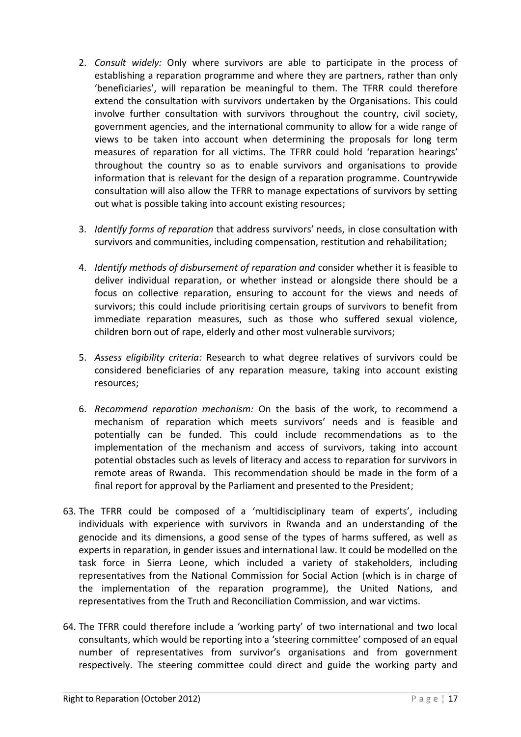2. *Consult widely:* Only where survivors are able to participate in the process of establishing a reparation programme and where they are partners, rather than only 'beneficiaries', will reparation be meaningful to them. The TFRR could therefore extend the consultation with survivors undertaken by the Organisations. This could involve further consultation with survivors throughout the country, civil society, government agencies, and the international community to allow for a wide range of views to be taken into account when determining the proposals for long term measures of reparation for all victims. The TFRR could hold 'reparation hearings' throughout the country so as to enable survivors and organisations to provide information that is relevant for the design of a reparation programme. Countrywide consultation will also allow the TFRR to manage expectations of survivors by setting out what is possible taking into account existing resources;

3. *Identify forms of reparation* that address survivors' needs, in close consultation with survivors and communities, including compensation, restitution and rehabilitation;

4. *Identify methods of disbursement of reparation and* consider whether it is feasible to deliver individual reparation, or whether instead or alongside there should be a focus on collective reparation, ensuring to account for the views and needs of survivors; this could include prioritising certain groups of survivors to benefit from immediate reparation measures, such as those who suffered sexual violence, children born out of rape, elderly and other most vulnerable survivors;

5. *Assess eligibility criteria:* Research to what degree relatives of survivors could be considered beneficiaries of any reparation measure, taking into account existing resources;

6. *Recommend reparation mechanism:* On the basis of the work, to recommend a mechanism of reparation which meets survivors' needs and is feasible and potentially can be funded. This could include recommendations as to the implementation of the mechanism and access of survivors, taking into account potential obstacles such as levels of literacy and access to reparation for survivors in remote areas of Rwanda. This recommendation should be made in the form of a final report for approval by the Parliament and presented to the President;

63. The TFRR could be composed of a 'multidisciplinary team of experts', including individuals with experience with survivors in Rwanda and an understanding of the genocide and its dimensions, a good sense of the types of harms suffered, as well as experts in reparation, in gender issues and international law. It could be modelled on the task force in Sierra Leone, which included a variety of stakeholders, including representatives from the National Commission for Social Action (which is in charge of the implementation of the reparation programme), the United Nations, and representatives from the Truth and Reconciliation Commission, and war victims.

64. The TFRR could therefore include a 'working party' of two international and two local consultants, which would be reporting into a 'steering committee' composed of an equal number of representatives from survivor's organisations and from government respectively. The steering committee could direct and guide the working party and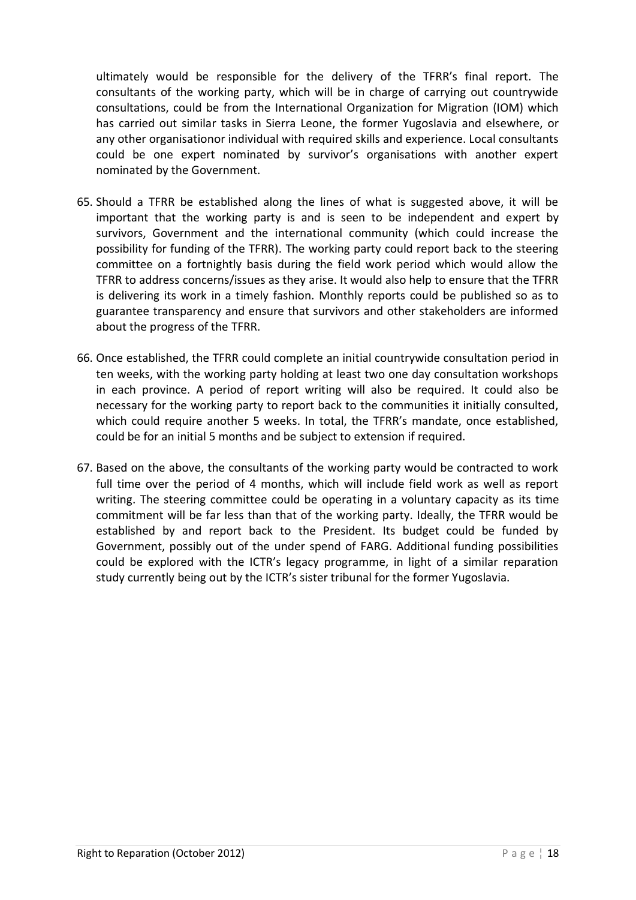ultimately would be responsible for the delivery of the TFRR's final report. The consultants of the working party, which will be in charge of carrying out countrywide consultations, could be from the International Organization for Migration (IOM) which has carried out similar tasks in Sierra Leone, the former Yugoslavia and elsewhere, or any other organisationor individual with required skills and experience. Local consultants could be one expert nominated by survivor's organisations with another expert nominated by the Government.

65. Should a TFRR be established along the lines of what is suggested above, it will be important that the working party is and is seen to be independent and expert by survivors, Government and the international community (which could increase the possibility for funding of the TFRR). The working party could report back to the steering committee on a fortnightly basis during the field work period which would allow the TFRR to address concerns/issues as they arise. It would also help to ensure that the TFRR is delivering its work in a timely fashion. Monthly reports could be published so as to guarantee transparency and ensure that survivors and other stakeholders are informed about the progress of the TFRR.

66. Once established, the TFRR could complete an initial countrywide consultation period in ten weeks, with the working party holding at least two one day consultation workshops in each province. A period of report writing will also be required. It could also be necessary for the working party to report back to the communities it initially consulted, which could require another 5 weeks. In total, the TFRR's mandate, once established, could be for an initial 5 months and be subject to extension if required.

67. Based on the above, the consultants of the working party would be contracted to work full time over the period of 4 months, which will include field work as well as report writing. The steering committee could be operating in a voluntary capacity as its time commitment will be far less than that of the working party. Ideally, the TFRR would be established by and report back to the President. Its budget could be funded by Government, possibly out of the under spend of FARG. Additional funding possibilities could be explored with the ICTR's legacy programme, in light of a similar reparation study currently being out by the ICTR's sister tribunal for the former Yugoslavia.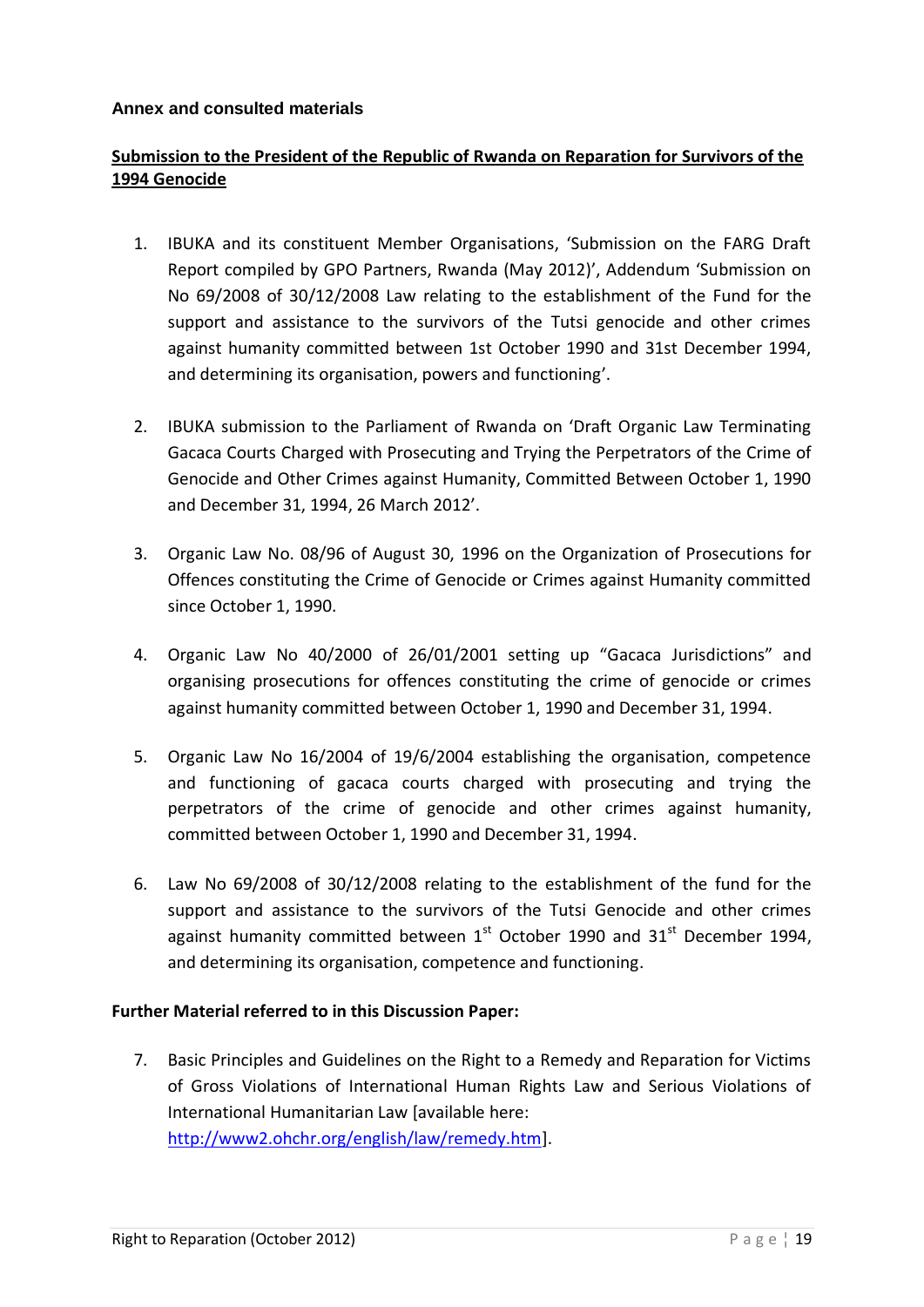**Annex and consulted materials**

**Submission to the President of the Republic of Rwanda on Reparation for Survivors of the 1994 Genocide**

1. IBUKA and its constituent Member Organisations, 'Submission on the FARG Draft Report compiled by GPO Partners, Rwanda (May 2012)', Addendum 'Submission on No 69/2008 of 30/12/2008 Law relating to the establishment of the Fund for the support and assistance to the survivors of the Tutsi genocide and other crimes against humanity committed between 1st October 1990 and 31st December 1994, and determining its organisation, powers and functioning'.

2. IBUKA submission to the Parliament of Rwanda on 'Draft Organic Law Terminating Gacaca Courts Charged with Prosecuting and Trying the Perpetrators of the Crime of Genocide and Other Crimes against Humanity, Committed Between October 1, 1990 and December 31, 1994, 26 March 2012'.

3. Organic Law No. 08/96 of August 30, 1996 on the Organization of Prosecutions for Offences constituting the Crime of Genocide or Crimes against Humanity committed since October 1, 1990.

4. Organic Law No 40/2000 of 26/01/2001 setting up "Gacaca Jurisdictions" and organising prosecutions for offences constituting the crime of genocide or crimes against humanity committed between October 1, 1990 and December 31, 1994.

5. Organic Law No 16/2004 of 19/6/2004 establishing the organisation, competence and functioning of gacaca courts charged with prosecuting and trying the perpetrators of the crime of genocide and other crimes against humanity, committed between October 1, 1990 and December 31, 1994.

6. Law No 69/2008 of 30/12/2008 relating to the establishment of the fund for the support and assistance to the survivors of the Tutsi Genocide and other crimes against humanity committed between 1st October 1990 and 31st December 1994, and determining its organisation, competence and functioning.

**Further Material referred to in this Discussion Paper:**

7. Basic Principles and Guidelines on the Right to a Remedy and Reparation for Victims of Gross Violations of International Human Rights Law and Serious Violations of International Humanitarian Law [available here: http://www2.ohchr.org/english/law/remedy.htm].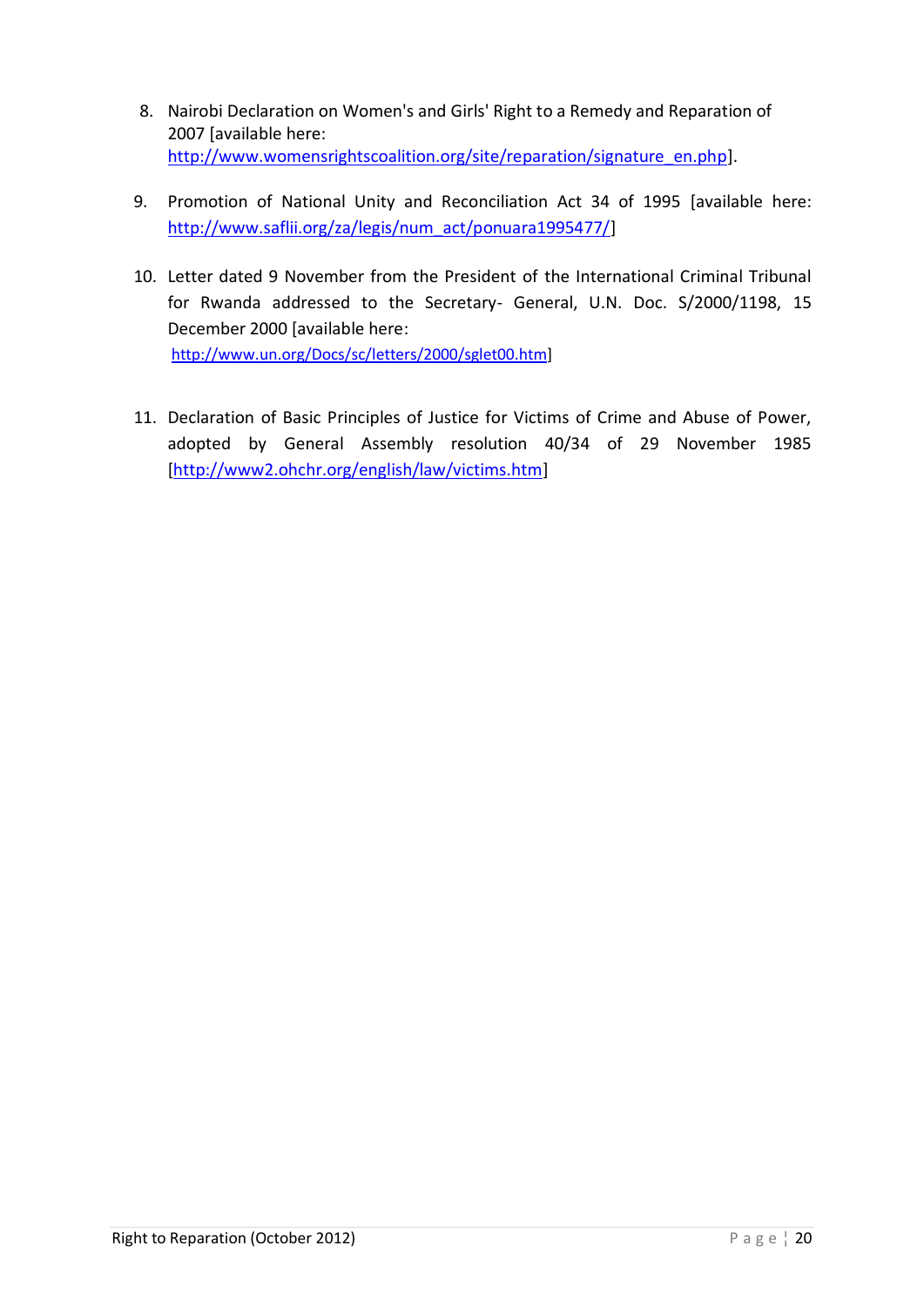8. Nairobi Declaration on Women's and Girls' Right to a Remedy and Reparation of 2007 [available here: http://www.womensrightscoalition.org/site/reparation/signature_en.php].

9. Promotion of National Unity and Reconciliation Act 34 of 1995 [available here: http://www.saflii.org/za/legis/num_act/ponuara1995477/]

10. Letter dated 9 November from the President of the International Criminal Tribunal for Rwanda addressed to the Secretary- General, U.N. Doc. S/2000/1198, 15 December 2000 [available here: http://www.un.org/Docs/sc/letters/2000/sglet00.htm]

11. Declaration of Basic Principles of Justice for Victims of Crime and Abuse of Power, adopted by General Assembly resolution 40/34 of 29 November 1985 [http://www2.ohchr.org/english/law/victims.htm]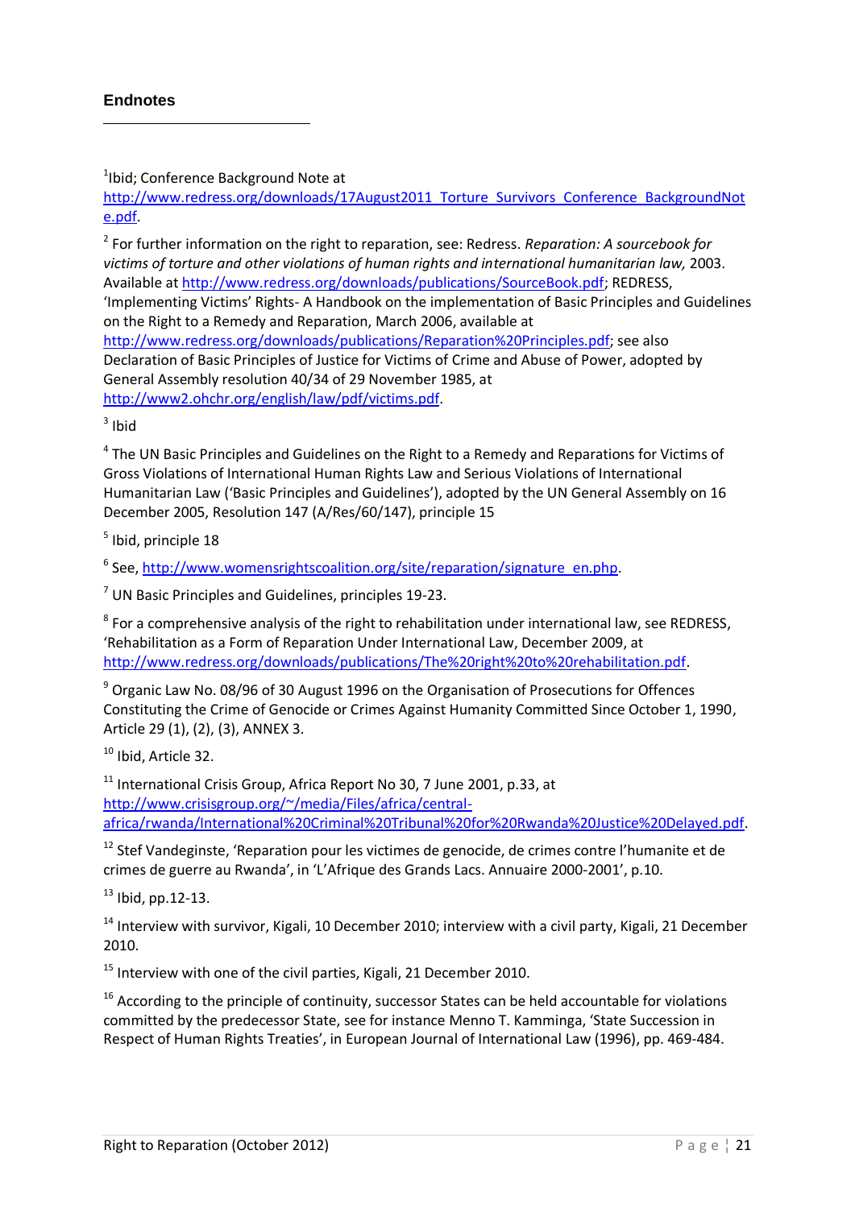## Endnotes

[1]Ibid; Conference Background Note at http://www.redress.org/downloads/17August2011_Torture_Survivors_Conference_BackgroundNote.pdf.

[2] For further information on the right to reparation, see: Redress. *Reparation: A sourcebook for victims of torture and other violations of human rights and international humanitarian law,* 2003. Available at http://www.redress.org/downloads/publications/SourceBook.pdf; REDRESS, 'Implementing Victims' Rights- A Handbook on the implementation of Basic Principles and Guidelines on the Right to a Remedy and Reparation, March 2006, available at http://www.redress.org/downloads/publications/Reparation%20Principles.pdf; see also Declaration of Basic Principles of Justice for Victims of Crime and Abuse of Power, adopted by General Assembly resolution 40/34 of 29 November 1985, at http://www2.ohchr.org/english/law/pdf/victims.pdf.

[3] Ibid

[4] The UN Basic Principles and Guidelines on the Right to a Remedy and Reparations for Victims of Gross Violations of International Human Rights Law and Serious Violations of International Humanitarian Law ('Basic Principles and Guidelines'), adopted by the UN General Assembly on 16 December 2005, Resolution 147 (A/Res/60/147), principle 15

[5] Ibid, principle 18

[6] See, http://www.womensrightscoalition.org/site/reparation/signature_en.php.

[7] UN Basic Principles and Guidelines, principles 19-23.

[8] For a comprehensive analysis of the right to rehabilitation under international law, see REDRESS, 'Rehabilitation as a Form of Reparation Under International Law, December 2009, at http://www.redress.org/downloads/publications/The%20right%20to%20rehabilitation.pdf.

[9] Organic Law No. 08/96 of 30 August 1996 on the Organisation of Prosecutions for Offences Constituting the Crime of Genocide or Crimes Against Humanity Committed Since October 1, 1990, Article 29 (1), (2), (3), ANNEX 3.

[10] Ibid, Article 32.

[11] International Crisis Group, Africa Report No 30, 7 June 2001, p.33, at http://www.crisisgroup.org/~/media/Files/africa/central-africa/rwanda/International%20Criminal%20Tribunal%20for%20Rwanda%20Justice%20Delayed.pdf.

[12] Stef Vandeginste, 'Reparation pour les victimes de genocide, de crimes contre l'humanite et de crimes de guerre au Rwanda', in 'L'Afrique des Grands Lacs. Annuaire 2000-2001', p.10.

[13] Ibid, pp.12-13.

[14] Interview with survivor, Kigali, 10 December 2010; interview with a civil party, Kigali, 21 December 2010.

[15] Interview with one of the civil parties, Kigali, 21 December 2010.

[16] According to the principle of continuity, successor States can be held accountable for violations committed by the predecessor State, see for instance Menno T. Kamminga, 'State Succession in Respect of Human Rights Treaties', in European Journal of International Law (1996), pp. 469-484.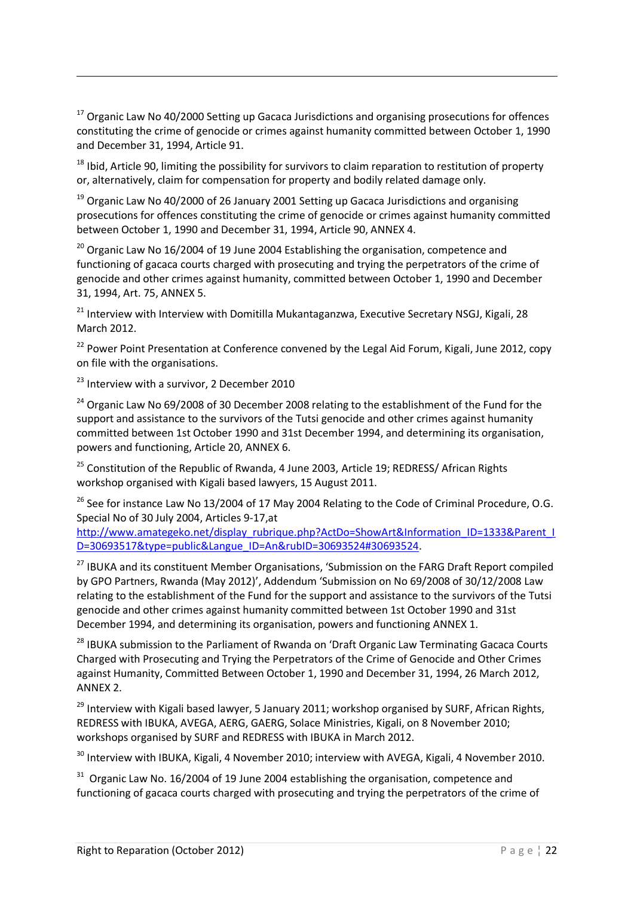[17] Organic Law No 40/2000 Setting up Gacaca Jurisdictions and organising prosecutions for offences constituting the crime of genocide or crimes against humanity committed between October 1, 1990 and December 31, 1994, Article 91.

[18] Ibid, Article 90, limiting the possibility for survivors to claim reparation to restitution of property or, alternatively, claim for compensation for property and bodily related damage only.

[19] Organic Law No 40/2000 of 26 January 2001 Setting up Gacaca Jurisdictions and organising prosecutions for offences constituting the crime of genocide or crimes against humanity committed between October 1, 1990 and December 31, 1994, Article 90, ANNEX 4.

[20] Organic Law No 16/2004 of 19 June 2004 Establishing the organisation, competence and functioning of gacaca courts charged with prosecuting and trying the perpetrators of the crime of genocide and other crimes against humanity, committed between October 1, 1990 and December 31, 1994, Art. 75, ANNEX 5.

[21] Interview with Interview with Domitilla Mukantaganzwa, Executive Secretary NSGJ, Kigali, 28 March 2012.

[22] Power Point Presentation at Conference convened by the Legal Aid Forum, Kigali, June 2012, copy on file with the organisations.

[23] Interview with a survivor, 2 December 2010

[24] Organic Law No 69/2008 of 30 December 2008 relating to the establishment of the Fund for the support and assistance to the survivors of the Tutsi genocide and other crimes against humanity committed between 1st October 1990 and 31st December 1994, and determining its organisation, powers and functioning, Article 20, ANNEX 6.

[25] Constitution of the Republic of Rwanda, 4 June 2003, Article 19; REDRESS/ African Rights workshop organised with Kigali based lawyers, 15 August 2011.

[26] See for instance Law No 13/2004 of 17 May 2004 Relating to the Code of Criminal Procedure, O.G. Special No of 30 July 2004, Articles 9-17,at http://www.amategeko.net/display_rubrique.php?ActDo=ShowArt&Information_ID=1333&Parent_ID=30693517&type=public&Langue_ID=An&rubID=30693524#30693524.

[27] IBUKA and its constituent Member Organisations, 'Submission on the FARG Draft Report compiled by GPO Partners, Rwanda (May 2012)', Addendum 'Submission on No 69/2008 of 30/12/2008 Law relating to the establishment of the Fund for the support and assistance to the survivors of the Tutsi genocide and other crimes against humanity committed between 1st October 1990 and 31st December 1994, and determining its organisation, powers and functioning ANNEX 1.

[28] IBUKA submission to the Parliament of Rwanda on 'Draft Organic Law Terminating Gacaca Courts Charged with Prosecuting and Trying the Perpetrators of the Crime of Genocide and Other Crimes against Humanity, Committed Between October 1, 1990 and December 31, 1994, 26 March 2012, ANNEX 2.

[29] Interview with Kigali based lawyer, 5 January 2011; workshop organised by SURF, African Rights, REDRESS with IBUKA, AVEGA, AERG, GAERG, Solace Ministries, Kigali, on 8 November 2010; workshops organised by SURF and REDRESS with IBUKA in March 2012.

[30] Interview with IBUKA, Kigali, 4 November 2010; interview with AVEGA, Kigali, 4 November 2010.

[31] Organic Law No. 16/2004 of 19 June 2004 establishing the organisation, competence and functioning of gacaca courts charged with prosecuting and trying the perpetrators of the crime of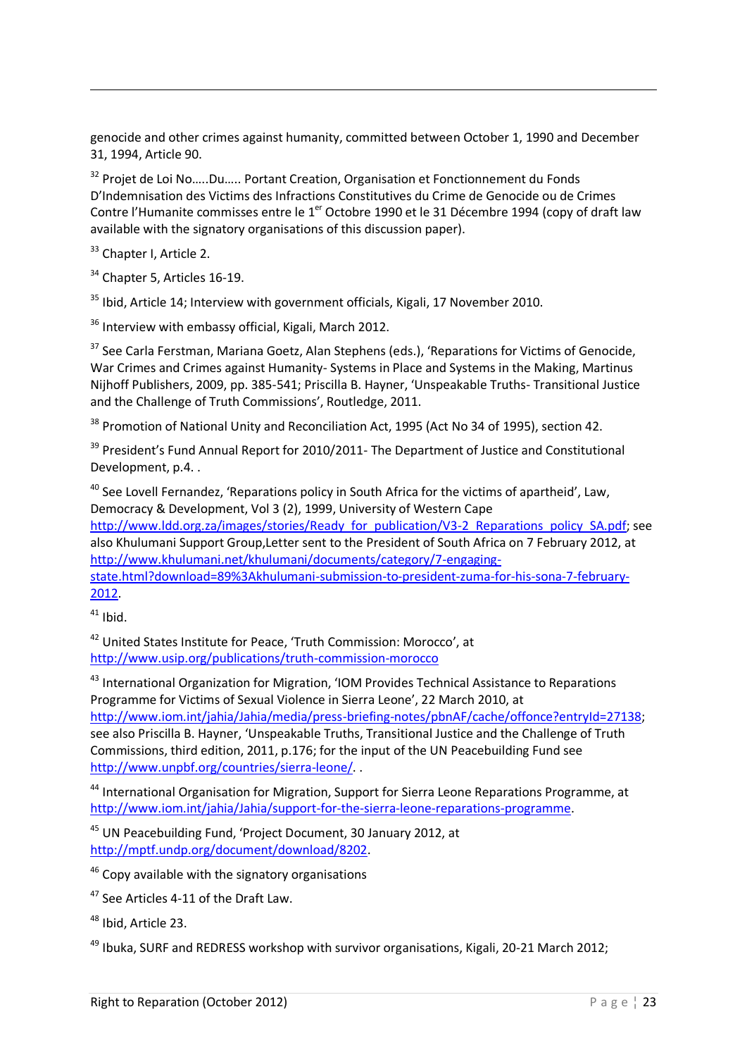genocide and other crimes against humanity, committed between October 1, 1990 and December 31, 1994, Article 90.

[32] Projet de Loi No.....Du..... Portant Creation, Organisation et Fonctionnement du Fonds D'Indemnisation des Victims des Infractions Constitutives du Crime de Genocide ou de Crimes Contre l'Humanite commisses entre le 1[er] Octobre 1990 et le 31 Décembre 1994 (copy of draft law available with the signatory organisations of this discussion paper).

[33] Chapter I, Article 2.

[34] Chapter 5, Articles 16-19.

[35] Ibid, Article 14; Interview with government officials, Kigali, 17 November 2010.

[36] Interview with embassy official, Kigali, March 2012.

[37] See Carla Ferstman, Mariana Goetz, Alan Stephens (eds.), 'Reparations for Victims of Genocide, War Crimes and Crimes against Humanity- Systems in Place and Systems in the Making, Martinus Nijhoff Publishers, 2009, pp. 385-541; Priscilla B. Hayner, 'Unspeakable Truths- Transitional Justice and the Challenge of Truth Commissions', Routledge, 2011.

[38] Promotion of National Unity and Reconciliation Act, 1995 (Act No 34 of 1995), section 42.

[39] President's Fund Annual Report for 2010/2011- The Department of Justice and Constitutional Development, p.4. .

[40] See Lovell Fernandez, 'Reparations policy in South Africa for the victims of apartheid', Law, Democracy & Development, Vol 3 (2), 1999, University of Western Cape http://www.ldd.org.za/images/stories/Ready_for_publication/V3-2_Reparations_policy_SA.pdf; see also Khulumani Support Group,Letter sent to the President of South Africa on 7 February 2012, at http://www.khulumani.net/khulumani/documents/category/7-engaging-state.html?download=89%3Akhulumani-submission-to-president-zuma-for-his-sona-7-february-2012.

[41] Ibid.

[42] United States Institute for Peace, 'Truth Commission: Morocco', at http://www.usip.org/publications/truth-commission-morocco

[43] International Organization for Migration, 'IOM Provides Technical Assistance to Reparations Programme for Victims of Sexual Violence in Sierra Leone', 22 March 2010, at http://www.iom.int/jahia/Jahia/media/press-briefing-notes/pbnAF/cache/offonce?entryId=27138; see also Priscilla B. Hayner, 'Unspeakable Truths, Transitional Justice and the Challenge of Truth Commissions, third edition, 2011, p.176; for the input of the UN Peacebuilding Fund see http://www.unpbf.org/countries/sierra-leone/. .

[44] International Organisation for Migration, Support for Sierra Leone Reparations Programme, at http://www.iom.int/jahia/Jahia/support-for-the-sierra-leone-reparations-programme.

[45] UN Peacebuilding Fund, 'Project Document, 30 January 2012, at http://mptf.undp.org/document/download/8202.

[46] Copy available with the signatory organisations

[47] See Articles 4-11 of the Draft Law.

[48] Ibid, Article 23.

[49] Ibuka, SURF and REDRESS workshop with survivor organisations, Kigali, 20-21 March 2012;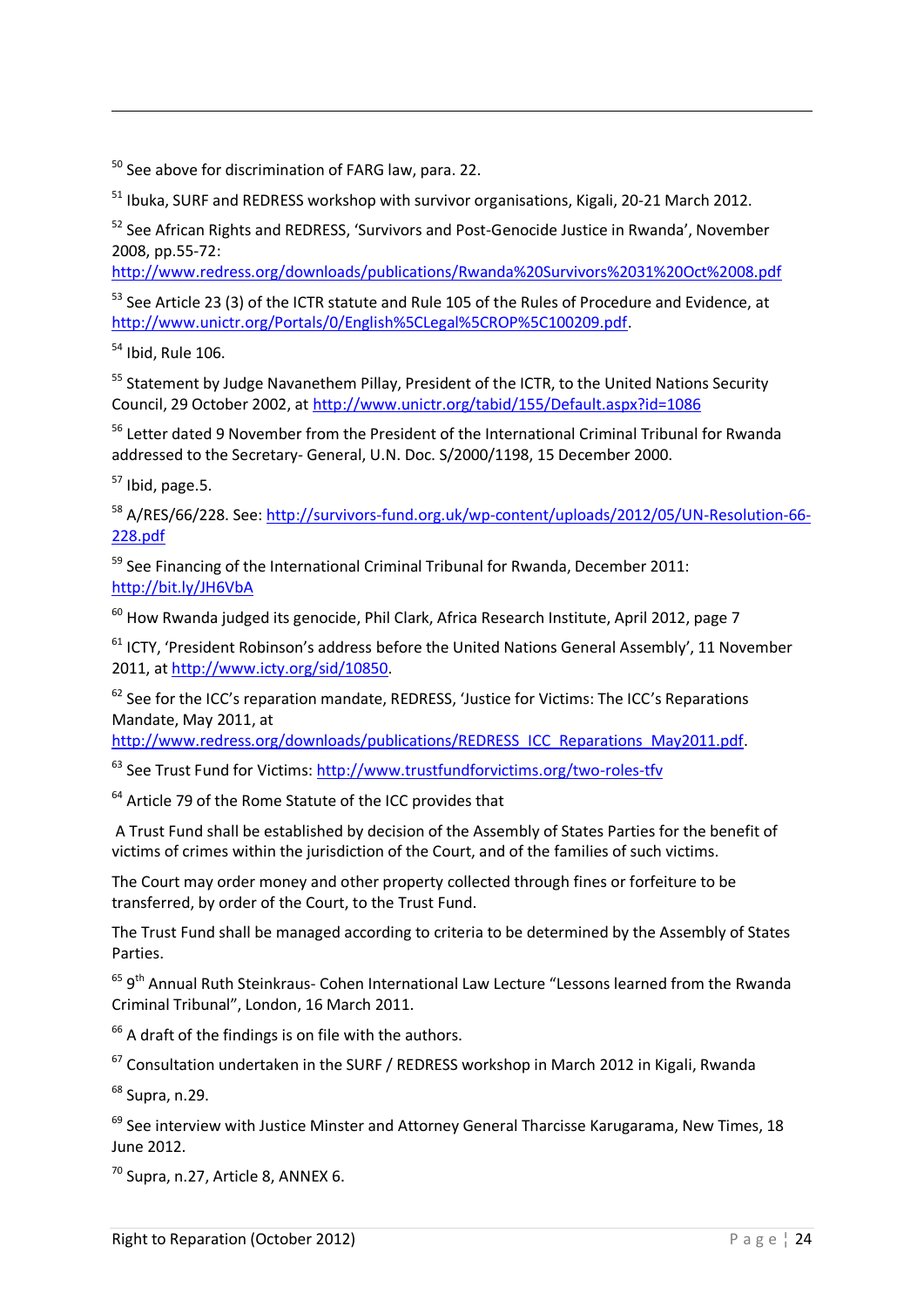[50] See above for discrimination of FARG law, para. 22.

[51] Ibuka, SURF and REDRESS workshop with survivor organisations, Kigali, 20-21 March 2012.

[52] See African Rights and REDRESS, 'Survivors and Post-Genocide Justice in Rwanda', November 2008, pp.55-72: http://www.redress.org/downloads/publications/Rwanda%20Survivors%2031%20Oct%2008.pdf

[53] See Article 23 (3) of the ICTR statute and Rule 105 of the Rules of Procedure and Evidence, at http://www.unictr.org/Portals/0/English%5CLegal%5CROP%5C100209.pdf.

[54] Ibid, Rule 106.

[55] Statement by Judge Navanethem Pillay, President of the ICTR, to the United Nations Security Council, 29 October 2002, at http://www.unictr.org/tabid/155/Default.aspx?id=1086

[56] Letter dated 9 November from the President of the International Criminal Tribunal for Rwanda addressed to the Secretary- General, U.N. Doc. S/2000/1198, 15 December 2000.

[57] Ibid, page.5.

[58] A/RES/66/228. See: http://survivors-fund.org.uk/wp-content/uploads/2012/05/UN-Resolution-66-228.pdf

[59] See Financing of the International Criminal Tribunal for Rwanda, December 2011: http://bit.ly/JH6VbA

[60] How Rwanda judged its genocide, Phil Clark, Africa Research Institute, April 2012, page 7

[61] ICTY, 'President Robinson's address before the United Nations General Assembly', 11 November 2011, at http://www.icty.org/sid/10850.

[62] See for the ICC's reparation mandate, REDRESS, 'Justice for Victims: The ICC's Reparations Mandate, May 2011, at http://www.redress.org/downloads/publications/REDRESS_ICC_Reparations_May2011.pdf.

[63] See Trust Fund for Victims: http://www.trustfundforvictims.org/two-roles-tfv

[64] Article 79 of the Rome Statute of the ICC provides that

A Trust Fund shall be established by decision of the Assembly of States Parties for the benefit of victims of crimes within the jurisdiction of the Court, and of the families of such victims.

The Court may order money and other property collected through fines or forfeiture to be transferred, by order of the Court, to the Trust Fund.

The Trust Fund shall be managed according to criteria to be determined by the Assembly of States Parties.

[65] 9th Annual Ruth Steinkraus- Cohen International Law Lecture "Lessons learned from the Rwanda Criminal Tribunal", London, 16 March 2011.

[66] A draft of the findings is on file with the authors.

[67] Consultation undertaken in the SURF / REDRESS workshop in March 2012 in Kigali, Rwanda

[68] Supra, n.29.

[69] See interview with Justice Minster and Attorney General Tharcisse Karugarama, New Times, 18 June 2012.

[70] Supra, n.27, Article 8, ANNEX 6.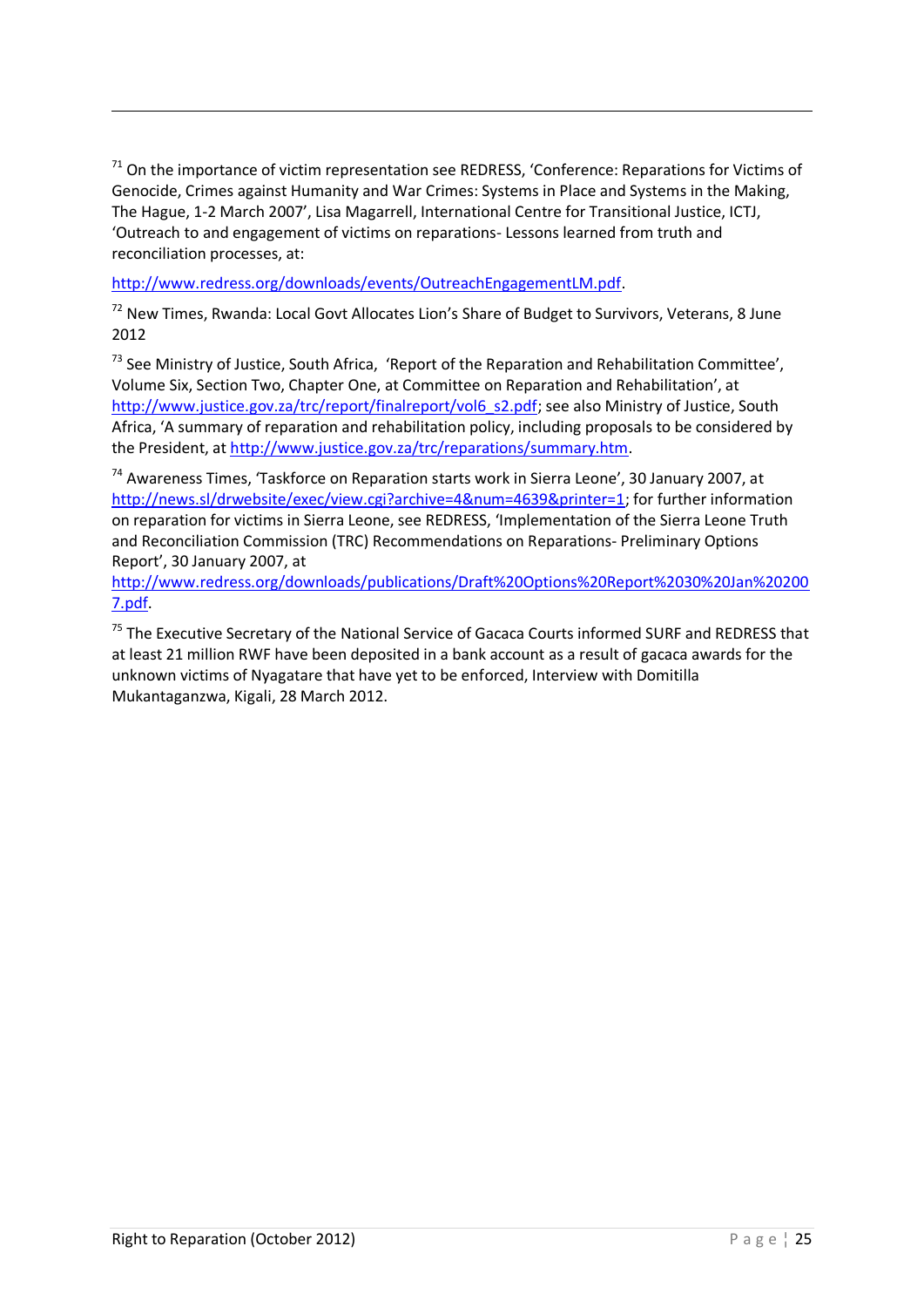[71] On the importance of victim representation see REDRESS, 'Conference: Reparations for Victims of Genocide, Crimes against Humanity and War Crimes: Systems in Place and Systems in the Making, The Hague, 1-2 March 2007', Lisa Magarrell, International Centre for Transitional Justice, ICTJ, 'Outreach to and engagement of victims on reparations- Lessons learned from truth and reconciliation processes, at:

http://www.redress.org/downloads/events/OutreachEngagementLM.pdf.

[72] New Times, Rwanda: Local Govt Allocates Lion's Share of Budget to Survivors, Veterans, 8 June 2012

[73] See Ministry of Justice, South Africa, 'Report of the Reparation and Rehabilitation Committee', Volume Six, Section Two, Chapter One, at Committee on Reparation and Rehabilitation', at http://www.justice.gov.za/trc/report/finalreport/vol6_s2.pdf; see also Ministry of Justice, South Africa, 'A summary of reparation and rehabilitation policy, including proposals to be considered by the President, at http://www.justice.gov.za/trc/reparations/summary.htm.

[74] Awareness Times, 'Taskforce on Reparation starts work in Sierra Leone', 30 January 2007, at http://news.sl/drwebsite/exec/view.cgi?archive=4&num=4639&printer=1; for further information on reparation for victims in Sierra Leone, see REDRESS, 'Implementation of the Sierra Leone Truth and Reconciliation Commission (TRC) Recommendations on Reparations- Preliminary Options Report', 30 January 2007, at http://www.redress.org/downloads/publications/Draft%20Options%20Report%2030%20Jan%202007.pdf.

[75] The Executive Secretary of the National Service of Gacaca Courts informed SURF and REDRESS that at least 21 million RWF have been deposited in a bank account as a result of gacaca awards for the unknown victims of Nyagatare that have yet to be enforced, Interview with Domitilla Mukantaganzwa, Kigali, 28 March 2012.